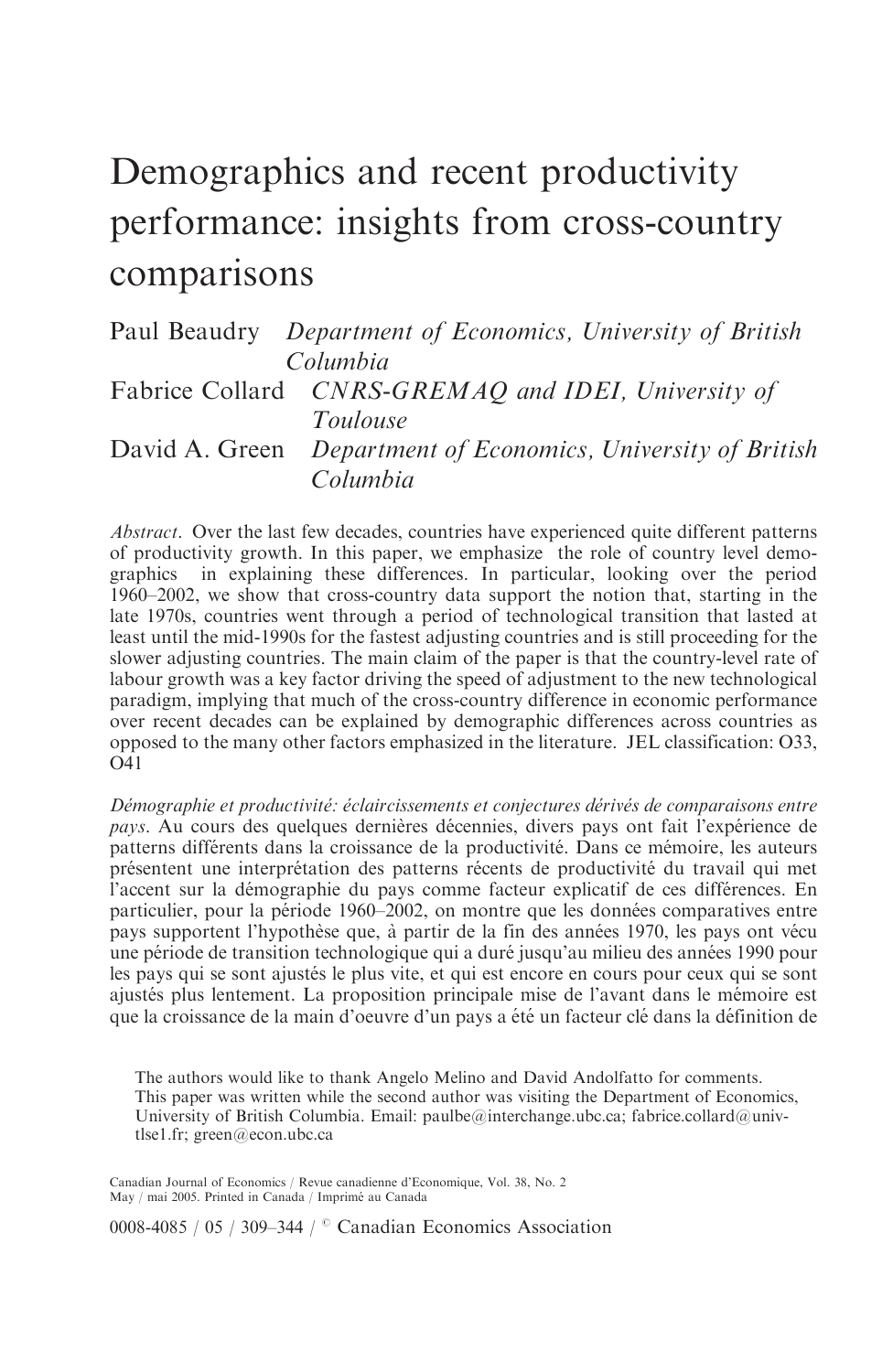# Demographics and recent productivity performance: insights from cross-country comparisons

Paul Beaudry *Department of Economics, University of British Columbia*

Fabrice Collard *CNRS-GREMAQ and IDEI, University of Toulouse*

David A. Green *Department of Economics, University of British Columbia*

*Abstract*. Over the last few decades, countries have experienced quite different patterns of productivity growth. In this paper, we emphasize the role of country level demographics in explaining these differences. In particular, looking over the period 1960–2002, we show that cross-country data support the notion that, starting in the late 1970s, countries went through a period of technological transition that lasted at least until the mid-1990s for the fastest adjusting countries and is still proceeding for the slower adjusting countries. The main claim of the paper is that the country-level rate of labour growth was a key factor driving the speed of adjustment to the new technological paradigm, implying that much of the cross-country difference in economic performance over recent decades can be explained by demographic differences across countries as opposed to the many other factors emphasized in the literature. JEL classification: O33, O41

*Démographie et productivité: éclaircissements et conjectures dérivés de comparaisons entre pays*. Au cours des quelques dernières décennies, divers pays ont fait l'expérience de patterns différents dans la croissance de la productivité. Dans ce mémoire, les auteurs présentent une interprétation des patterns récents de productivité du travail qui met l'accent sur la démographie du pays comme facteur explicatif de ces différences. En particulier, pour la période 1960–2002, on montre que les données comparatives entre pays supportent l'hypothèse que, à partir de la fin des années 1970, les pays ont vécu une période de transition technologique qui a duré jusqu'au milieu des années 1990 pour les pays qui se sont ajustés le plus vite, et qui est encore en cours pour ceux qui se sont ajustés plus lentement. La proposition principale mise de l'avant dans le mémoire est que la croissance de la main d'oeuvre d'un pays a été un facteur clé dans la définition de

The authors would like to thank Angelo Melino and David Andolfatto for comments. This paper was written while the second author was visiting the Department of Economics, University of British Columbia. Email: paulbe@interchange.ubc.ca; fabrice.collard@univ-tlse1.fr; green@econ.ubc.ca

Canadian Journal of Economics / Revue canadienne d'Economique, Vol. 38, No. 2
May / mai 2005. Printed in Canada / Imprimé au Canada

0008-4085 / 05 / 309–344 / © Canadian Economics Association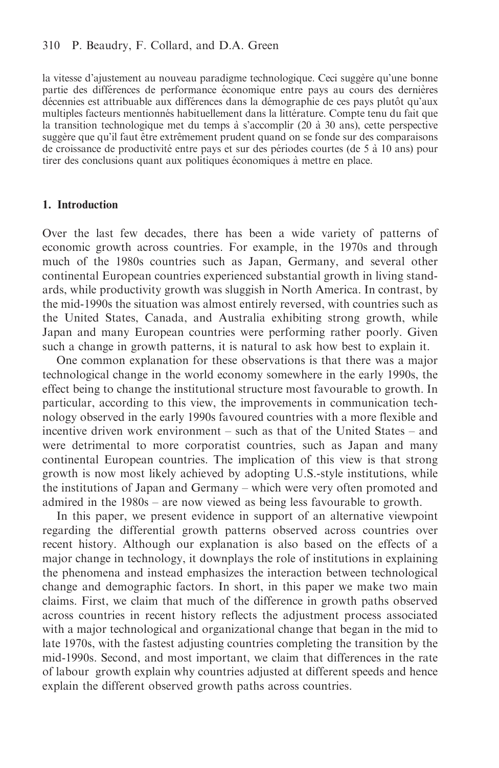la vitesse d'ajustement au nouveau paradigme technologique. Ceci suggère qu'une bonne partie des différences de performance économique entre pays au cours des dernières décennies est attribuable aux différences dans la démographie de ces pays plutôt qu'aux multiples facteurs mentionnés habituellement dans la littérature. Compte tenu du fait que la transition technologique met du temps à s'accomplir (20 à 30 ans), cette perspective suggère que qu'il faut être extrêmement prudent quand on se fonde sur des comparaisons de croissance de productivité entre pays et sur des périodes courtes (de 5 à 10 ans) pour tirer des conclusions quant aux politiques économiques à mettre en place.

## 1. Introduction

Over the last few decades, there has been a wide variety of patterns of economic growth across countries. For example, in the 1970s and through much of the 1980s countries such as Japan, Germany, and several other continental European countries experienced substantial growth in living standards, while productivity growth was sluggish in North America. In contrast, by the mid-1990s the situation was almost entirely reversed, with countries such as the United States, Canada, and Australia exhibiting strong growth, while Japan and many European countries were performing rather poorly. Given such a change in growth patterns, it is natural to ask how best to explain it.

One common explanation for these observations is that there was a major technological change in the world economy somewhere in the early 1990s, the effect being to change the institutional structure most favourable to growth. In particular, according to this view, the improvements in communication technology observed in the early 1990s favoured countries with a more flexible and incentive driven work environment – such as that of the United States – and were detrimental to more corporatist countries, such as Japan and many continental European countries. The implication of this view is that strong growth is now most likely achieved by adopting U.S.-style institutions, while the institutions of Japan and Germany – which were very often promoted and admired in the 1980s – are now viewed as being less favourable to growth.

In this paper, we present evidence in support of an alternative viewpoint regarding the differential growth patterns observed across countries over recent history. Although our explanation is also based on the effects of a major change in technology, it downplays the role of institutions in explaining the phenomena and instead emphasizes the interaction between technological change and demographic factors. In short, in this paper we make two main claims. First, we claim that much of the difference in growth paths observed across countries in recent history reflects the adjustment process associated with a major technological and organizational change that began in the mid to late 1970s, with the fastest adjusting countries completing the transition by the mid-1990s. Second, and most important, we claim that differences in the rate of labour growth explain why countries adjusted at different speeds and hence explain the different observed growth paths across countries.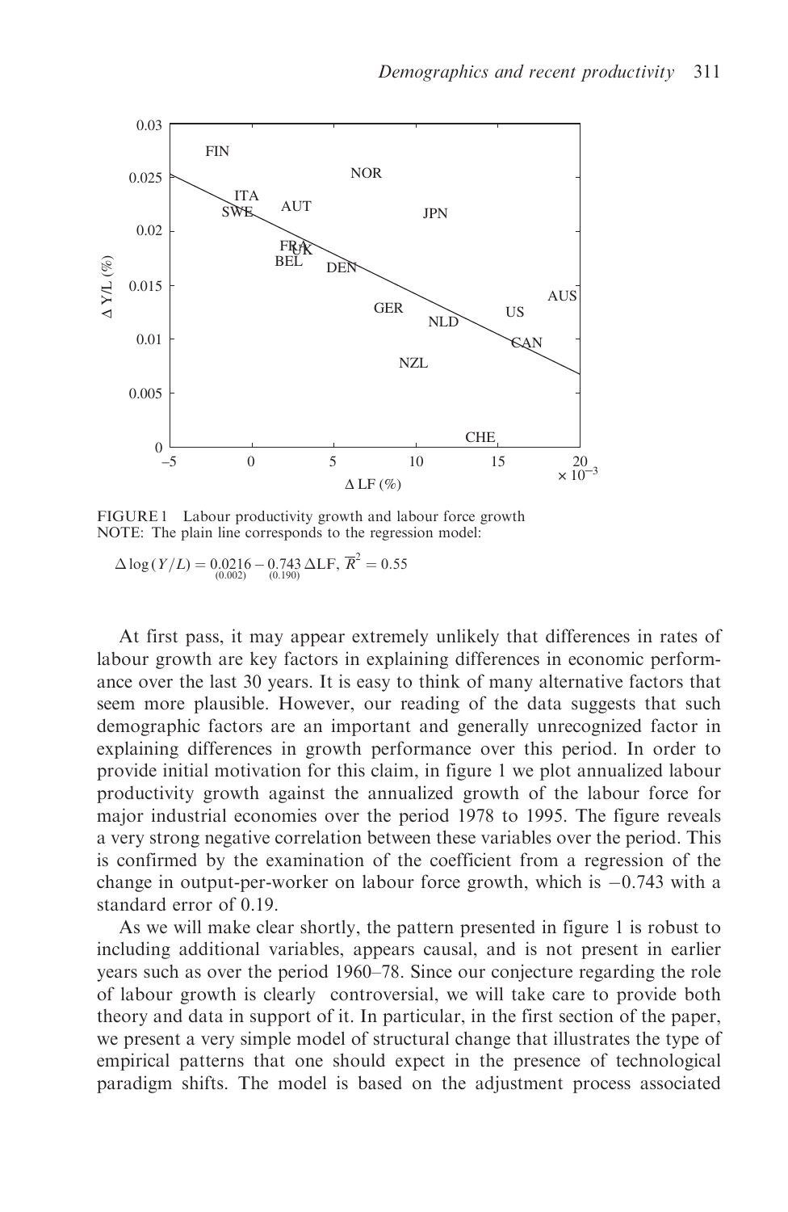FIGURE 1 Labour productivity growth and labour force growth
NOTE: The plain line corresponds to the regression model:

$$\Delta \log(Y/L) = \underset{(0.002)}{0.0216} - \underset{(0.190)}{0.743}\,\Delta \text{LF}, \; \overline{R}^2 = 0.55$$

At first pass, it may appear extremely unlikely that differences in rates of labour growth are key factors in explaining differences in economic performance over the last 30 years. It is easy to think of many alternative factors that seem more plausible. However, our reading of the data suggests that such demographic factors are an important and generally unrecognized factor in explaining differences in growth performance over this period. In order to provide initial motivation for this claim, in figure 1 we plot annualized labour productivity growth against the annualized growth of the labour force for major industrial economies over the period 1978 to 1995. The figure reveals a very strong negative correlation between these variables over the period. This is confirmed by the examination of the coefficient from a regression of the change in output-per-worker on labour force growth, which is $-0.743$ with a standard error of 0.19.

As we will make clear shortly, the pattern presented in figure 1 is robust to including additional variables, appears causal, and is not present in earlier years such as over the period 1960–78. Since our conjecture regarding the role of labour growth is clearly controversial, we will take care to provide both theory and data in support of it. In particular, in the first section of the paper, we present a very simple model of structural change that illustrates the type of empirical patterns that one should expect in the presence of technological paradigm shifts. The model is based on the adjustment process associated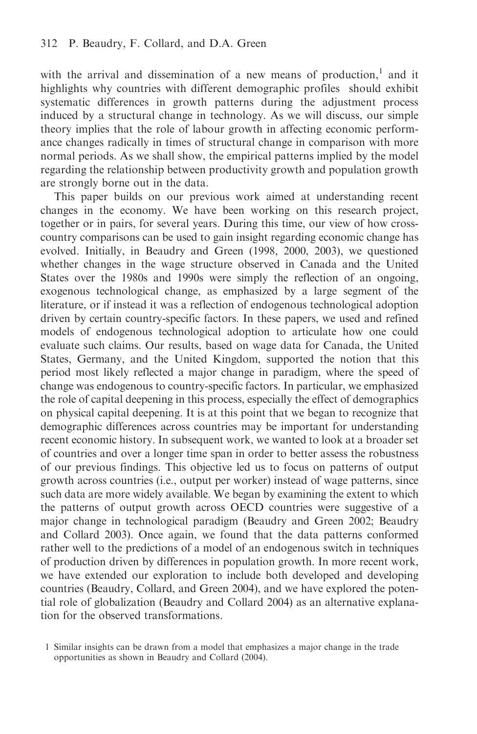with the arrival and dissemination of a new means of production,[1] and it highlights why countries with different demographic profiles should exhibit systematic differences in growth patterns during the adjustment process induced by a structural change in technology. As we will discuss, our simple theory implies that the role of labour growth in affecting economic performance changes radically in times of structural change in comparison with more normal periods. As we shall show, the empirical patterns implied by the model regarding the relationship between productivity growth and population growth are strongly borne out in the data.

This paper builds on our previous work aimed at understanding recent changes in the economy. We have been working on this research project, together or in pairs, for several years. During this time, our view of how cross-country comparisons can be used to gain insight regarding economic change has evolved. Initially, in Beaudry and Green (1998, 2000, 2003), we questioned whether changes in the wage structure observed in Canada and the United States over the 1980s and 1990s were simply the reflection of an ongoing, exogenous technological change, as emphasized by a large segment of the literature, or if instead it was a reflection of endogenous technological adoption driven by certain country-specific factors. In these papers, we used and refined models of endogenous technological adoption to articulate how one could evaluate such claims. Our results, based on wage data for Canada, the United States, Germany, and the United Kingdom, supported the notion that this period most likely reflected a major change in paradigm, where the speed of change was endogenous to country-specific factors. In particular, we emphasized the role of capital deepening in this process, especially the effect of demographics on physical capital deepening. It is at this point that we began to recognize that demographic differences across countries may be important for understanding recent economic history. In subsequent work, we wanted to look at a broader set of countries and over a longer time span in order to better assess the robustness of our previous findings. This objective led us to focus on patterns of output growth across countries (i.e., output per worker) instead of wage patterns, since such data are more widely available. We began by examining the extent to which the patterns of output growth across OECD countries were suggestive of a major change in technological paradigm (Beaudry and Green 2002; Beaudry and Collard 2003). Once again, we found that the data patterns conformed rather well to the predictions of a model of an endogenous switch in techniques of production driven by differences in population growth. In more recent work, we have extended our exploration to include both developed and developing countries (Beaudry, Collard, and Green 2004), and we have explored the potential role of globalization (Beaudry and Collard 2004) as an alternative explanation for the observed transformations.

1 Similar insights can be drawn from a model that emphasizes a major change in the trade opportunities as shown in Beaudry and Collard (2004).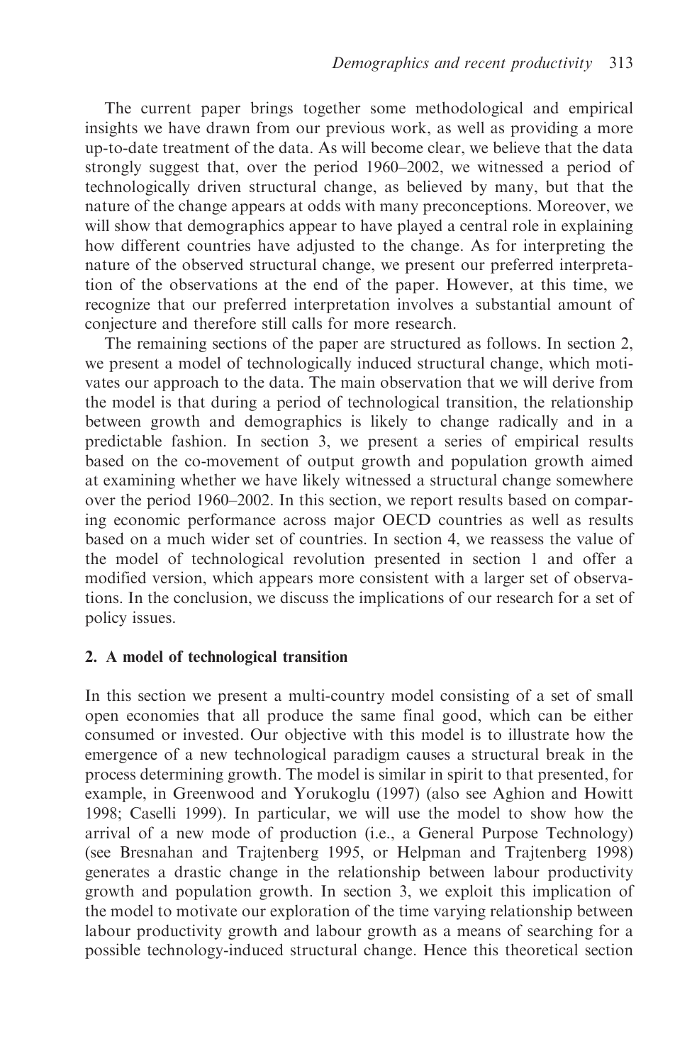The current paper brings together some methodological and empirical insights we have drawn from our previous work, as well as providing a more up-to-date treatment of the data. As will become clear, we believe that the data strongly suggest that, over the period 1960–2002, we witnessed a period of technologically driven structural change, as believed by many, but that the nature of the change appears at odds with many preconceptions. Moreover, we will show that demographics appear to have played a central role in explaining how different countries have adjusted to the change. As for interpreting the nature of the observed structural change, we present our preferred interpretation of the observations at the end of the paper. However, at this time, we recognize that our preferred interpretation involves a substantial amount of conjecture and therefore still calls for more research.

The remaining sections of the paper are structured as follows. In section 2, we present a model of technologically induced structural change, which motivates our approach to the data. The main observation that we will derive from the model is that during a period of technological transition, the relationship between growth and demographics is likely to change radically and in a predictable fashion. In section 3, we present a series of empirical results based on the co-movement of output growth and population growth aimed at examining whether we have likely witnessed a structural change somewhere over the period 1960–2002. In this section, we report results based on comparing economic performance across major OECD countries as well as results based on a much wider set of countries. In section 4, we reassess the value of the model of technological revolution presented in section 1 and offer a modified version, which appears more consistent with a larger set of observations. In the conclusion, we discuss the implications of our research for a set of policy issues.

## 2. A model of technological transition

In this section we present a multi-country model consisting of a set of small open economies that all produce the same final good, which can be either consumed or invested. Our objective with this model is to illustrate how the emergence of a new technological paradigm causes a structural break in the process determining growth. The model is similar in spirit to that presented, for example, in Greenwood and Yorukoglu (1997) (also see Aghion and Howitt 1998; Caselli 1999). In particular, we will use the model to show how the arrival of a new mode of production (i.e., a General Purpose Technology) (see Bresnahan and Trajtenberg 1995, or Helpman and Trajtenberg 1998) generates a drastic change in the relationship between labour productivity growth and population growth. In section 3, we exploit this implication of the model to motivate our exploration of the time varying relationship between labour productivity growth and labour growth as a means of searching for a possible technology-induced structural change. Hence this theoretical section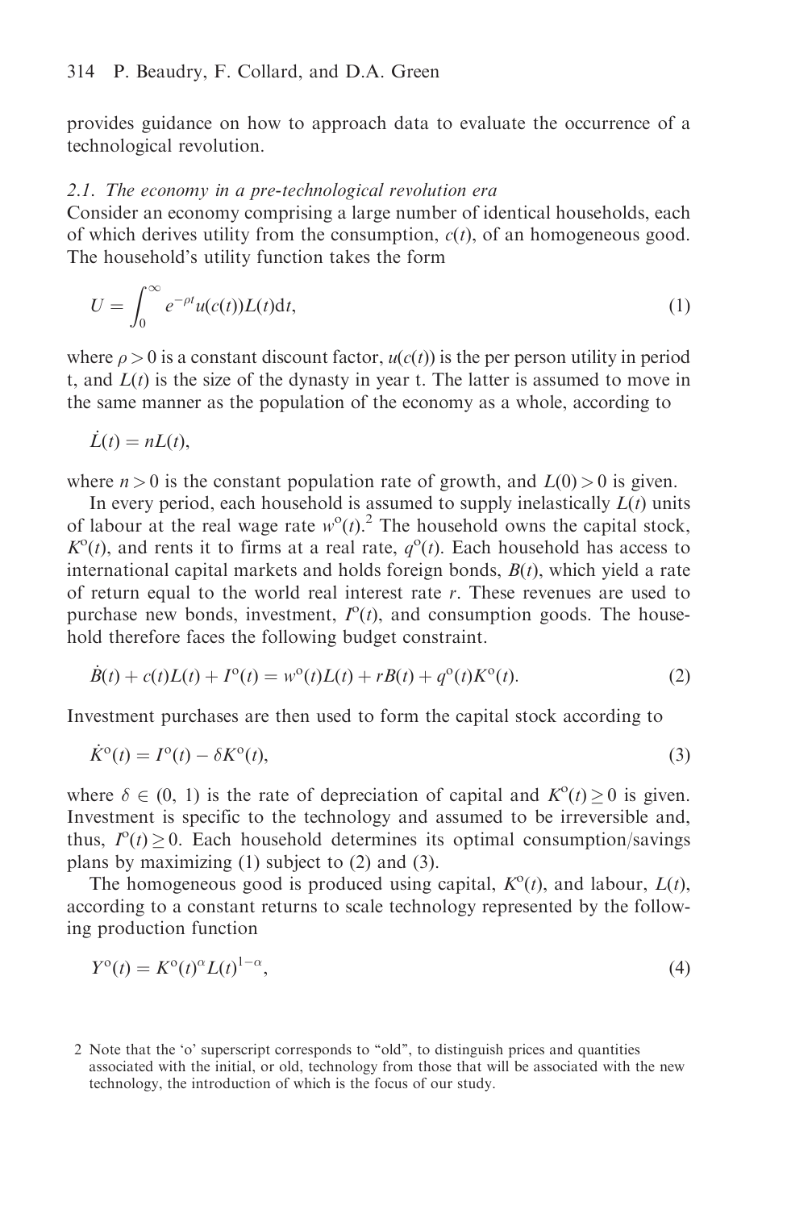provides guidance on how to approach data to evaluate the occurrence of a technological revolution.

### *2.1. The economy in a pre-technological revolution era*

Consider an economy comprising a large number of identical households, each of which derives utility from the consumption, $c(t)$, of an homogeneous good. The household's utility function takes the form

$$U = \int_0^\infty e^{-\rho t} u(c(t)) L(t) \mathrm{d}t, \tag{1}$$

where $\rho > 0$ is a constant discount factor, $u(c(t))$ is the per person utility in period t, and $L(t)$ is the size of the dynasty in year t. The latter is assumed to move in the same manner as the population of the economy as a whole, according to

$$\dot{L}(t) = nL(t),$$

where $n > 0$ is the constant population rate of growth, and $L(0) > 0$ is given.

In every period, each household is assumed to supply inelastically $L(t)$ units of labour at the real wage rate $w^{\mathrm{o}}(t)$.[2] The household owns the capital stock, $K^{\mathrm{o}}(t)$, and rents it to firms at a real rate, $q^{\mathrm{o}}(t)$. Each household has access to international capital markets and holds foreign bonds, $B(t)$, which yield a rate of return equal to the world real interest rate $r$. These revenues are used to purchase new bonds, investment, $I^{\mathrm{o}}(t)$, and consumption goods. The household therefore faces the following budget constraint.

$$\dot{B}(t) + c(t)L(t) + I^{\mathrm{o}}(t) = w^{\mathrm{o}}(t)L(t) + rB(t) + q^{\mathrm{o}}(t)K^{\mathrm{o}}(t). \tag{2}$$

Investment purchases are then used to form the capital stock according to

$$\dot{K}^{\mathrm{o}}(t) = I^{\mathrm{o}}(t) - \delta K^{\mathrm{o}}(t), \tag{3}$$

where $\delta \in (0, 1)$ is the rate of depreciation of capital and $K^{\mathrm{o}}(t) \geq 0$ is given. Investment is specific to the technology and assumed to be irreversible and, thus, $I^{\mathrm{o}}(t) \geq 0$. Each household determines its optimal consumption/savings plans by maximizing (1) subject to (2) and (3).

The homogeneous good is produced using capital, $K^{\mathrm{o}}(t)$, and labour, $L(t)$, according to a constant returns to scale technology represented by the following production function

$$Y^{\mathrm{o}}(t) = K^{\mathrm{o}}(t)^{\alpha} L(t)^{1-\alpha}, \tag{4}$$

2 Note that the 'o' superscript corresponds to "old", to distinguish prices and quantities associated with the initial, or old, technology from those that will be associated with the new technology, the introduction of which is the focus of our study.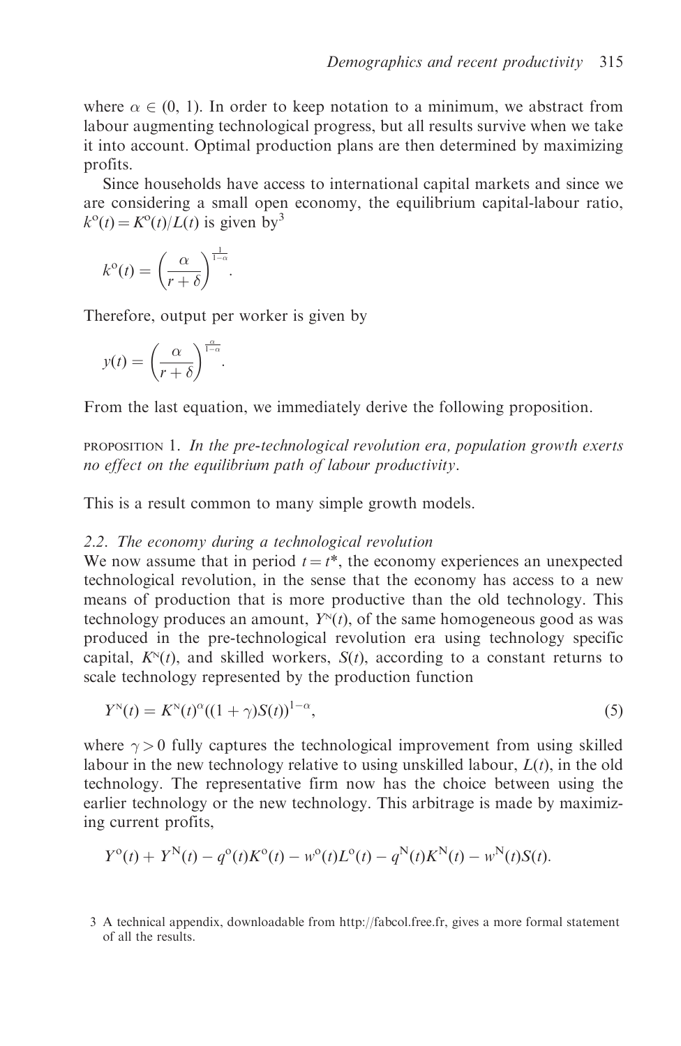where $\alpha \in (0, 1)$. In order to keep notation to a minimum, we abstract from labour augmenting technological progress, but all results survive when we take it into account. Optimal production plans are then determined by maximizing profits.

Since households have access to international capital markets and since we are considering a small open economy, the equilibrium capital-labour ratio, $k^{\text{o}}(t) = K^{\text{o}}(t)/L(t)$ is given by[3]

$$k^{\text{o}}(t) = \left(\frac{\alpha}{r+\delta}\right)^{\frac{1}{1-\alpha}}.$$

Therefore, output per worker is given by

$$y(t) = \left(\frac{\alpha}{r+\delta}\right)^{\frac{\alpha}{1-\alpha}}.$$

From the last equation, we immediately derive the following proposition.

PROPOSITION 1. *In the pre-technological revolution era, population growth exerts no effect on the equilibrium path of labour productivity.*

This is a result common to many simple growth models.

### 2.2. *The economy during a technological revolution*

We now assume that in period $t = t^*$, the economy experiences an unexpected technological revolution, in the sense that the economy has access to a new means of production that is more productive than the old technology. This technology produces an amount, $Y^{\text{N}}(t)$, of the same homogeneous good as was produced in the pre-technological revolution era using technology specific capital, $K^{\text{N}}(t)$, and skilled workers, $S(t)$, according to a constant returns to scale technology represented by the production function

$$Y^{\text{N}}(t) = K^{\text{N}}(t)^{\alpha}((1+\gamma)S(t))^{1-\alpha}, \tag{5}$$

where $\gamma > 0$ fully captures the technological improvement from using skilled labour in the new technology relative to using unskilled labour, $L(t)$, in the old technology. The representative firm now has the choice between using the earlier technology or the new technology. This arbitrage is made by maximizing current profits,

$$Y^{\text{o}}(t) + Y^{\text{N}}(t) - q^{\text{o}}(t)K^{\text{o}}(t) - w^{\text{o}}(t)L^{\text{o}}(t) - q^{\text{N}}(t)K^{\text{N}}(t) - w^{\text{N}}(t)S(t).$$

3 A technical appendix, downloadable from http://fabcol.free.fr, gives a more formal statement of all the results.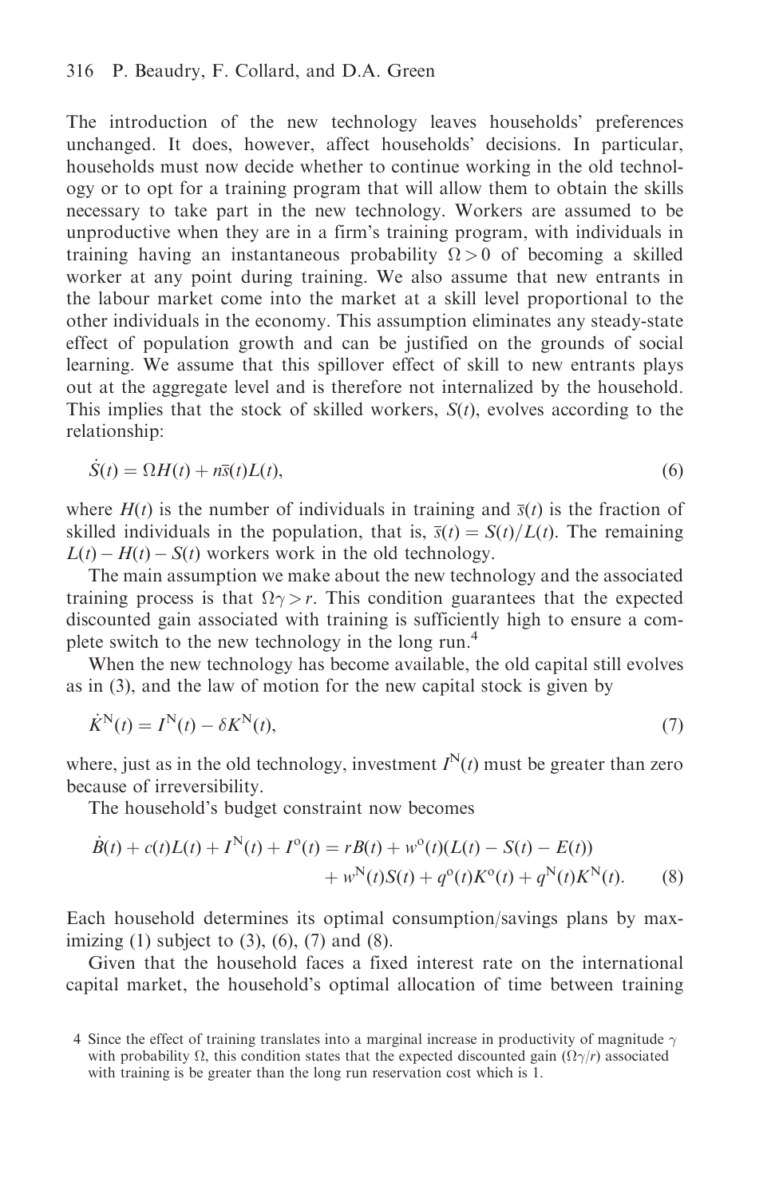The introduction of the new technology leaves households' preferences unchanged. It does, however, affect households' decisions. In particular, households must now decide whether to continue working in the old technology or to opt for a training program that will allow them to obtain the skills necessary to take part in the new technology. Workers are assumed to be unproductive when they are in a firm's training program, with individuals in training having an instantaneous probability $\Omega > 0$ of becoming a skilled worker at any point during training. We also assume that new entrants in the labour market come into the market at a skill level proportional to the other individuals in the economy. This assumption eliminates any steady-state effect of population growth and can be justified on the grounds of social learning. We assume that this spillover effect of skill to new entrants plays out at the aggregate level and is therefore not internalized by the household. This implies that the stock of skilled workers, $S(t)$, evolves according to the relationship:

$$\dot{S}(t) = \Omega H(t) + n\bar{s}(t)L(t), \tag{6}$$

where $H(t)$ is the number of individuals in training and $\bar{s}(t)$ is the fraction of skilled individuals in the population, that is, $\bar{s}(t) = S(t)/L(t)$. The remaining $L(t) - H(t) - S(t)$ workers work in the old technology.

The main assumption we make about the new technology and the associated training process is that $\Omega\gamma > r$. This condition guarantees that the expected discounted gain associated with training is sufficiently high to ensure a complete switch to the new technology in the long run.[4]

When the new technology has become available, the old capital still evolves as in (3), and the law of motion for the new capital stock is given by

$$\dot{K}^{\mathrm{N}}(t) = I^{\mathrm{N}}(t) - \delta K^{\mathrm{N}}(t), \tag{7}$$

where, just as in the old technology, investment $I^{\mathrm{N}}(t)$ must be greater than zero because of irreversibility.

The household's budget constraint now becomes

$$\begin{aligned} \dot{B}(t) + c(t)L(t) + I^{\mathrm{N}}(t) + I^{\mathrm{o}}(t) = {} & rB(t) + w^{\mathrm{o}}(t)(L(t) - S(t) - E(t)) \\ & + w^{\mathrm{N}}(t)S(t) + q^{\mathrm{o}}(t)K^{\mathrm{o}}(t) + q^{\mathrm{N}}(t)K^{\mathrm{N}}(t). \end{aligned} \tag{8}$$

Each household determines its optimal consumption/savings plans by maximizing (1) subject to (3), (6), (7) and (8).

Given that the household faces a fixed interest rate on the international capital market, the household's optimal allocation of time between training

4 Since the effect of training translates into a marginal increase in productivity of magnitude $\gamma$ with probability $\Omega$, this condition states that the expected discounted gain $(\Omega\gamma/r)$ associated with training is be greater than the long run reservation cost which is 1.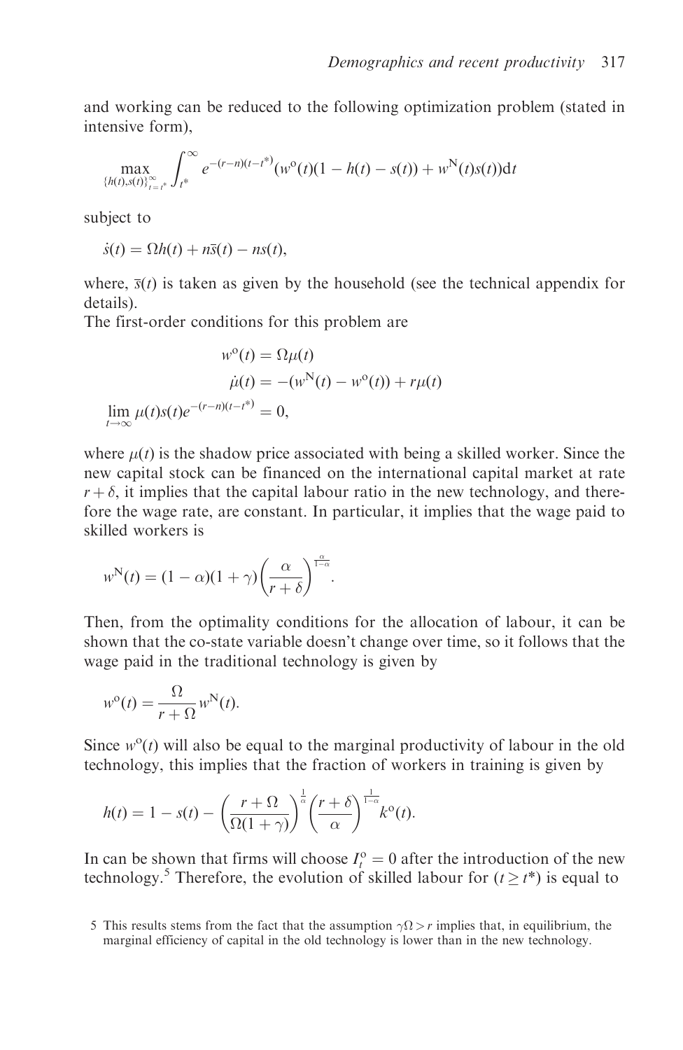and working can be reduced to the following optimization problem (stated in intensive form),

$$\max_{\{h(t),s(t)\}_{t=t^*}^{\infty}} \int_{t^*}^{\infty} e^{-(r-n)(t-t^*)}(w^{\mathrm{o}}(t)(1-h(t)-s(t))+w^{\mathrm{N}}(t)s(t))\mathrm{d}t$$

subject to

$$\dot{s}(t) = \Omega h(t) + n\bar{s}(t) - ns(t),$$

where, $\bar{s}(t)$ is taken as given by the household (see the technical appendix for details).

The first-order conditions for this problem are

$$w^{\mathrm{o}}(t) = \Omega\mu(t)$$

$$\dot{\mu}(t) = -(w^{\mathrm{N}}(t) - w^{\mathrm{o}}(t)) + r\mu(t)$$

$$\lim_{t\to\infty} \mu(t)s(t)e^{-(r-n)(t-t^*)} = 0,$$

where $\mu(t)$ is the shadow price associated with being a skilled worker. Since the new capital stock can be financed on the international capital market at rate $r+\delta$, it implies that the capital labour ratio in the new technology, and therefore the wage rate, are constant. In particular, it implies that the wage paid to skilled workers is

$$w^{\mathrm{N}}(t) = (1-\alpha)(1+\gamma)\left(\frac{\alpha}{r+\delta}\right)^{\frac{\alpha}{1-\alpha}}.$$

Then, from the optimality conditions for the allocation of labour, it can be shown that the co-state variable doesn't change over time, so it follows that the wage paid in the traditional technology is given by

$$w^{\mathrm{o}}(t) = \frac{\Omega}{r+\Omega} w^{\mathrm{N}}(t).$$

Since $w^{\mathrm{o}}(t)$ will also be equal to the marginal productivity of labour in the old technology, this implies that the fraction of workers in training is given by

$$h(t) = 1 - s(t) - \left(\frac{r+\Omega}{\Omega(1+\gamma)}\right)^{\frac{1}{\alpha}}\left(\frac{r+\delta}{\alpha}\right)^{\frac{1}{1-\alpha}} k^{\mathrm{o}}(t).$$

In can be shown that firms will choose $I_t^{\mathrm{o}} = 0$ after the introduction of the new technology.[5] Therefore, the evolution of skilled labour for ($t \geq t^*$) is equal to

5 This results stems from the fact that the assumption $\gamma\Omega > r$ implies that, in equilibrium, the marginal efficiency of capital in the old technology is lower than in the new technology.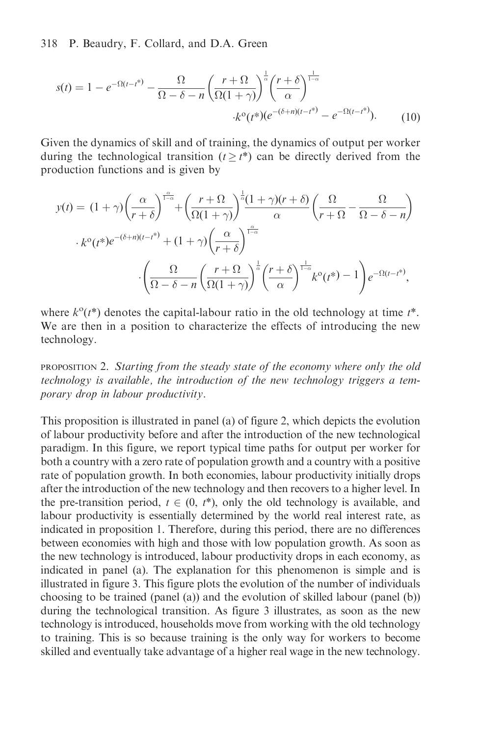$$s(t) = 1 - e^{-\Omega(t-t^*)} - \frac{\Omega}{\Omega - \delta - n}\left(\frac{r+\Omega}{\Omega(1+\gamma)}\right)^{\frac{1}{\alpha}}\left(\frac{r+\delta}{\alpha}\right)^{\frac{1}{1-\alpha}} \cdot k^{o}(t^*)(e^{-(\delta+n)(t-t^*)} - e^{-\Omega(t-t^*)}). \qquad (10)$$

Given the dynamics of skill and of training, the dynamics of output per worker during the technological transition ($t \geq t^*$) can be directly derived from the production functions and is given by

$$\begin{aligned} y(t) = {} & (1+\gamma)\left(\frac{\alpha}{r+\delta}\right)^{\frac{\alpha}{1-\alpha}} + \left(\frac{r+\Omega}{\Omega(1+\gamma)}\right)^{\frac{1}{\alpha}}\frac{(1+\gamma)(r+\delta)}{\alpha}\left(\frac{\Omega}{r+\Omega} - \frac{\Omega}{\Omega-\delta-n}\right) \\ & \cdot k^{o}(t^*)e^{-(\delta+n)(t-t^*)} + (1+\gamma)\left(\frac{\alpha}{r+\delta}\right)^{\frac{\alpha}{1-\alpha}} \\ & \cdot \left(\frac{\Omega}{\Omega-\delta-n}\left(\frac{r+\Omega}{\Omega(1+\gamma)}\right)^{\frac{1}{\alpha}}\left(\frac{r+\delta}{\alpha}\right)^{\frac{1}{1-\alpha}}k^{o}(t^*) - 1\right)e^{-\Omega(t-t^*)}, \end{aligned}$$

where $k^{o}(t^*)$ denotes the capital-labour ratio in the old technology at time $t^*$. We are then in a position to characterize the effects of introducing the new technology.

PROPOSITION 2. *Starting from the steady state of the economy where only the old technology is available, the introduction of the new technology triggers a temporary drop in labour productivity.*

This proposition is illustrated in panel (a) of figure 2, which depicts the evolution of labour productivity before and after the introduction of the new technological paradigm. In this figure, we report typical time paths for output per worker for both a country with a zero rate of population growth and a country with a positive rate of population growth. In both economies, labour productivity initially drops after the introduction of the new technology and then recovers to a higher level. In the pre-transition period, $t \in (0, t^*)$, only the old technology is available, and labour productivity is essentially determined by the world real interest rate, as indicated in proposition 1. Therefore, during this period, there are no differences between economies with high and those with low population growth. As soon as the new technology is introduced, labour productivity drops in each economy, as indicated in panel (a). The explanation for this phenomenon is simple and is illustrated in figure 3. This figure plots the evolution of the number of individuals choosing to be trained (panel (a)) and the evolution of skilled labour (panel (b)) during the technological transition. As figure 3 illustrates, as soon as the new technology is introduced, households move from working with the old technology to training. This is so because training is the only way for workers to become skilled and eventually take advantage of a higher real wage in the new technology.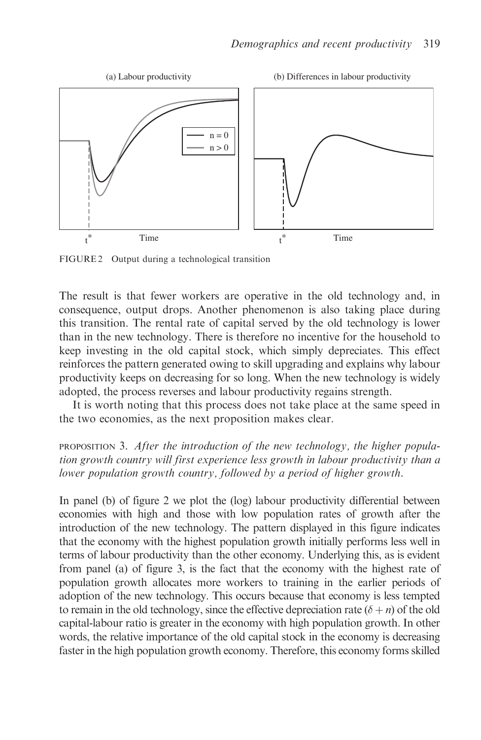FIGURE 2 Output during a technological transition

The result is that fewer workers are operative in the old technology and, in consequence, output drops. Another phenomenon is also taking place during this transition. The rental rate of capital served by the old technology is lower than in the new technology. There is therefore no incentive for the household to keep investing in the old capital stock, which simply depreciates. This effect reinforces the pattern generated owing to skill upgrading and explains why labour productivity keeps on decreasing for so long. When the new technology is widely adopted, the process reverses and labour productivity regains strength.

It is worth noting that this process does not take place at the same speed in the two economies, as the next proposition makes clear.

PROPOSITION 3. *After the introduction of the new technology, the higher population growth country will first experience less growth in labour productivity than a lower population growth country, followed by a period of higher growth.*

In panel (b) of figure 2 we plot the (log) labour productivity differential between economies with high and those with low population rates of growth after the introduction of the new technology. The pattern displayed in this figure indicates that the economy with the highest population growth initially performs less well in terms of labour productivity than the other economy. Underlying this, as is evident from panel (a) of figure 3, is the fact that the economy with the highest rate of population growth allocates more workers to training in the earlier periods of adoption of the new technology. This occurs because that economy is less tempted to remain in the old technology, since the effective depreciation rate $(\delta + n)$ of the old capital-labour ratio is greater in the economy with high population growth. In other words, the relative importance of the old capital stock in the economy is decreasing faster in the high population growth economy. Therefore, this economy forms skilled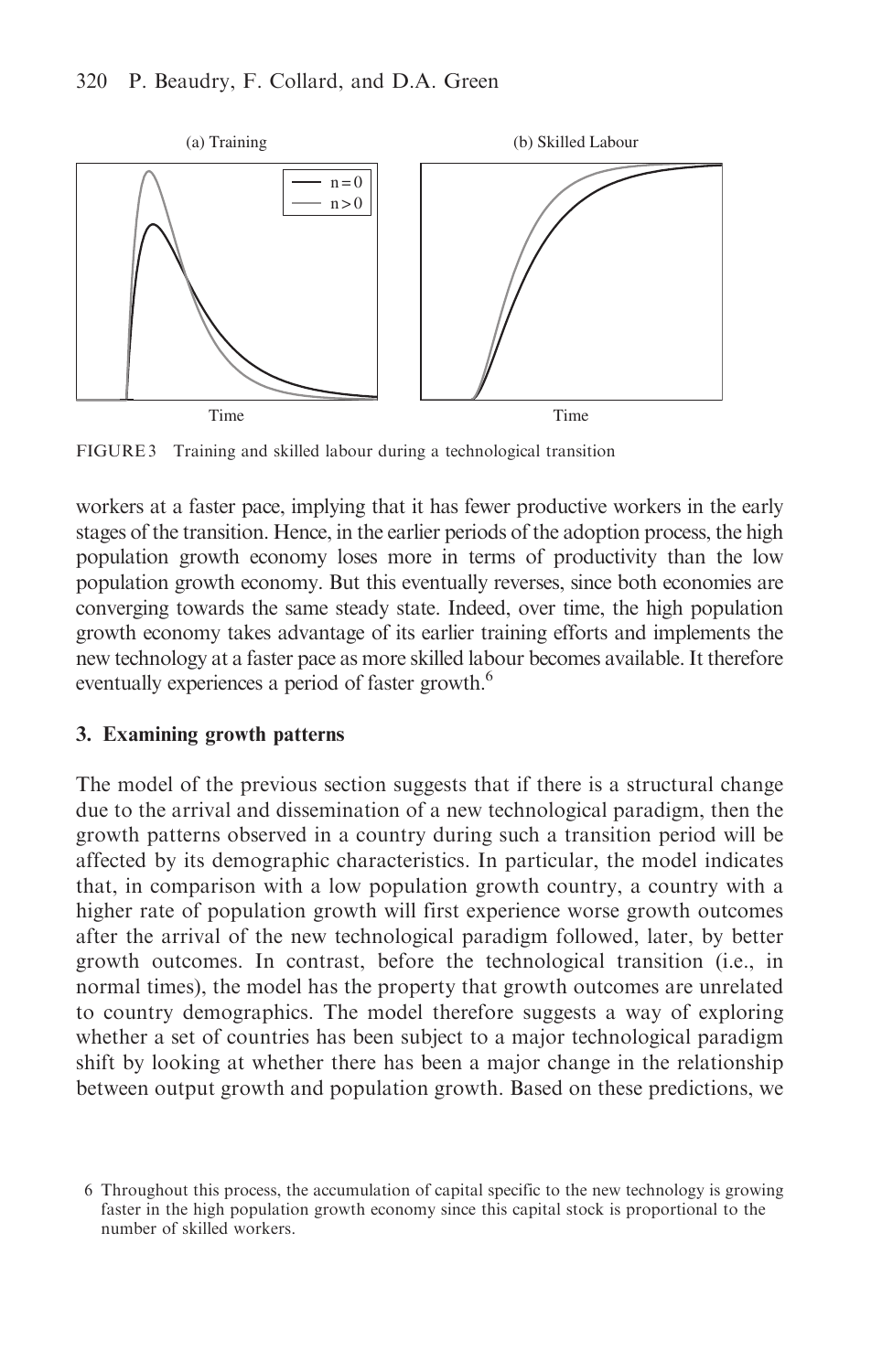FIGURE 3 Training and skilled labour during a technological transition

workers at a faster pace, implying that it has fewer productive workers in the early stages of the transition. Hence, in the earlier periods of the adoption process, the high population growth economy loses more in terms of productivity than the low population growth economy. But this eventually reverses, since both economies are converging towards the same steady state. Indeed, over time, the high population growth economy takes advantage of its earlier training efforts and implements the new technology at a faster pace as more skilled labour becomes available. It therefore eventually experiences a period of faster growth.[6]

## 3. Examining growth patterns

The model of the previous section suggests that if there is a structural change due to the arrival and dissemination of a new technological paradigm, then the growth patterns observed in a country during such a transition period will be affected by its demographic characteristics. In particular, the model indicates that, in comparison with a low population growth country, a country with a higher rate of population growth will first experience worse growth outcomes after the arrival of the new technological paradigm followed, later, by better growth outcomes. In contrast, before the technological transition (i.e., in normal times), the model has the property that growth outcomes are unrelated to country demographics. The model therefore suggests a way of exploring whether a set of countries has been subject to a major technological paradigm shift by looking at whether there has been a major change in the relationship between output growth and population growth. Based on these predictions, we

6 Throughout this process, the accumulation of capital specific to the new technology is growing faster in the high population growth economy since this capital stock is proportional to the number of skilled workers.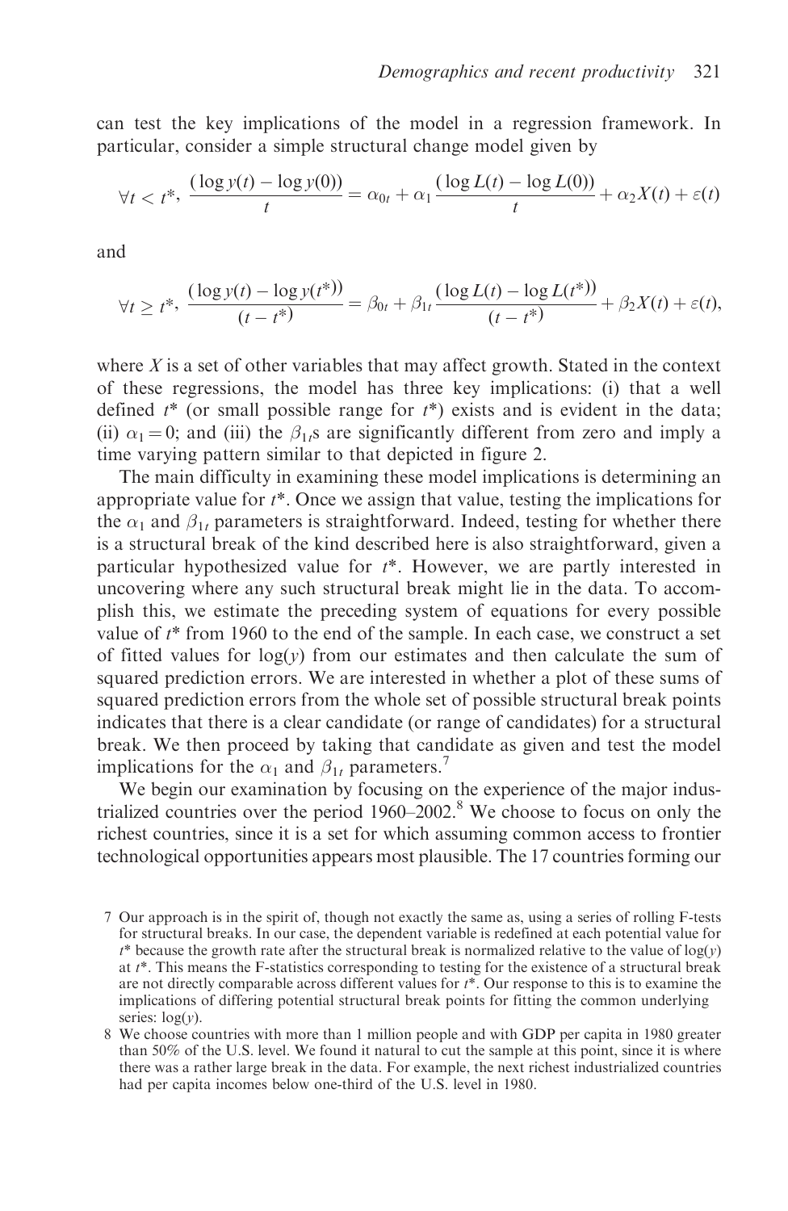can test the key implications of the model in a regression framework. In particular, consider a simple structural change model given by

$$\forall t < t^*, \ \frac{(\log y(t) - \log y(0))}{t} = \alpha_{0t} + \alpha_1 \frac{(\log L(t) - \log L(0))}{t} + \alpha_2 X(t) + \varepsilon(t)$$

and

$$\forall t \geq t^*, \ \frac{(\log y(t) - \log y(t^*))}{(t - t^*)} = \beta_{0t} + \beta_{1t} \frac{(\log L(t) - \log L(t^*))}{(t - t^*)} + \beta_2 X(t) + \varepsilon(t),$$

where $X$ is a set of other variables that may affect growth. Stated in the context of these regressions, the model has three key implications: (i) that a well defined $t^*$ (or small possible range for $t^*$) exists and is evident in the data; (ii) $\alpha_1 = 0$; and (iii) the $\beta_{1t}$s are significantly different from zero and imply a time varying pattern similar to that depicted in figure 2.

The main difficulty in examining these model implications is determining an appropriate value for $t^*$. Once we assign that value, testing the implications for the $\alpha_1$ and $\beta_{1t}$ parameters is straightforward. Indeed, testing for whether there is a structural break of the kind described here is also straightforward, given a particular hypothesized value for $t^*$. However, we are partly interested in uncovering where any such structural break might lie in the data. To accomplish this, we estimate the preceding system of equations for every possible value of $t^*$ from 1960 to the end of the sample. In each case, we construct a set of fitted values for $\log(y)$ from our estimates and then calculate the sum of squared prediction errors. We are interested in whether a plot of these sums of squared prediction errors from the whole set of possible structural break points indicates that there is a clear candidate (or range of candidates) for a structural break. We then proceed by taking that candidate as given and test the model implications for the $\alpha_1$ and $\beta_{1t}$ parameters.[7]

We begin our examination by focusing on the experience of the major industrialized countries over the period 1960–2002.[8] We choose to focus on only the richest countries, since it is a set for which assuming common access to frontier technological opportunities appears most plausible. The 17 countries forming our

7 Our approach is in the spirit of, though not exactly the same as, using a series of rolling F-tests for structural breaks. In our case, the dependent variable is redefined at each potential value for $t^*$ because the growth rate after the structural break is normalized relative to the value of $\log(y)$ at $t^*$. This means the F-statistics corresponding to testing for the existence of a structural break are not directly comparable across different values for $t^*$. Our response to this is to examine the implications of differing potential structural break points for fitting the common underlying series: $\log(y)$.

8 We choose countries with more than 1 million people and with GDP per capita in 1980 greater than 50% of the U.S. level. We found it natural to cut the sample at this point, since it is where there was a rather large break in the data. For example, the next richest industrialized countries had per capita incomes below one-third of the U.S. level in 1980.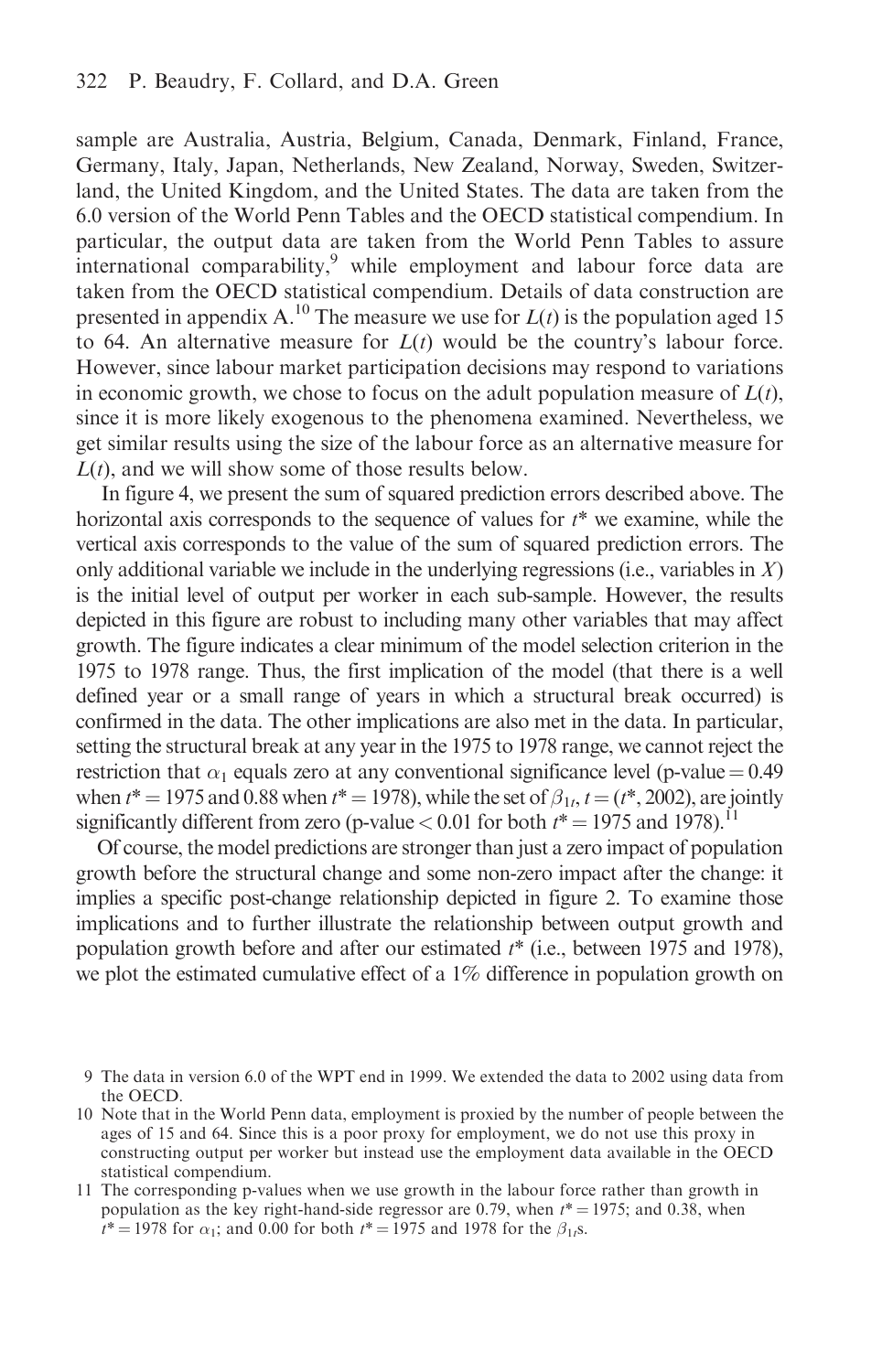sample are Australia, Austria, Belgium, Canada, Denmark, Finland, France, Germany, Italy, Japan, Netherlands, New Zealand, Norway, Sweden, Switzerland, the United Kingdom, and the United States. The data are taken from the 6.0 version of the World Penn Tables and the OECD statistical compendium. In particular, the output data are taken from the World Penn Tables to assure international comparability,[9] while employment and labour force data are taken from the OECD statistical compendium. Details of data construction are presented in appendix A.[10] The measure we use for $L(t)$ is the population aged 15 to 64. An alternative measure for $L(t)$ would be the country's labour force. However, since labour market participation decisions may respond to variations in economic growth, we chose to focus on the adult population measure of $L(t)$, since it is more likely exogenous to the phenomena examined. Nevertheless, we get similar results using the size of the labour force as an alternative measure for $L(t)$, and we will show some of those results below.

In figure 4, we present the sum of squared prediction errors described above. The horizontal axis corresponds to the sequence of values for $t^*$ we examine, while the vertical axis corresponds to the value of the sum of squared prediction errors. The only additional variable we include in the underlying regressions (i.e., variables in $X$) is the initial level of output per worker in each sub-sample. However, the results depicted in this figure are robust to including many other variables that may affect growth. The figure indicates a clear minimum of the model selection criterion in the 1975 to 1978 range. Thus, the first implication of the model (that there is a well defined year or a small range of years in which a structural break occurred) is confirmed in the data. The other implications are also met in the data. In particular, setting the structural break at any year in the 1975 to 1978 range, we cannot reject the restriction that $\alpha_1$ equals zero at any conventional significance level (p-value = 0.49 when $t^* = 1975$ and 0.88 when $t^* = 1978$), while the set of $\beta_{1t}$, $t = (t^*, 2002)$, are jointly significantly different from zero (p-value $< 0.01$ for both $t^* = 1975$ and 1978).[11]

Of course, the model predictions are stronger than just a zero impact of population growth before the structural change and some non-zero impact after the change: it implies a specific post-change relationship depicted in figure 2. To examine those implications and to further illustrate the relationship between output growth and population growth before and after our estimated $t^*$ (i.e., between 1975 and 1978), we plot the estimated cumulative effect of a 1% difference in population growth on

9 The data in version 6.0 of the WPT end in 1999. We extended the data to 2002 using data from the OECD.

10 Note that in the World Penn data, employment is proxied by the number of people between the ages of 15 and 64. Since this is a poor proxy for employment, we do not use this proxy in constructing output per worker but instead use the employment data available in the OECD statistical compendium.

11 The corresponding p-values when we use growth in the labour force rather than growth in population as the key right-hand-side regressor are 0.79, when $t^* = 1975$; and 0.38, when $t^* = 1978$ for $\alpha_1$; and 0.00 for both $t^* = 1975$ and 1978 for the $\beta_{1t}$s.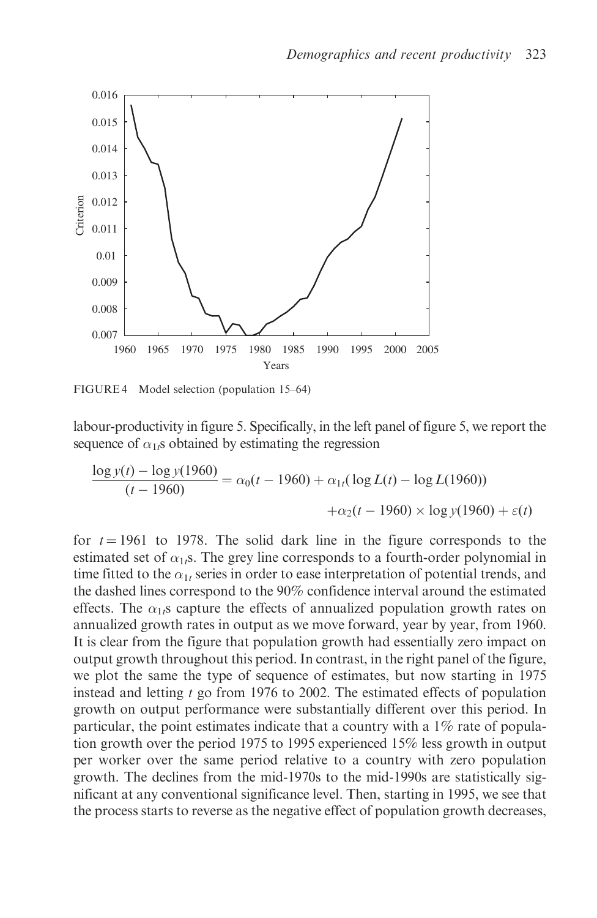FIGURE 4 Model selection (population 15–64)

labour-productivity in figure 5. Specifically, in the left panel of figure 5, we report the sequence of $\alpha_{1t}$s obtained by estimating the regression

$$\frac{\log y(t) - \log y(1960)}{(t - 1960)} = \alpha_0(t - 1960) + \alpha_{1t}(\log L(t) - \log L(1960)) + \alpha_2(t - 1960) \times \log y(1960) + \varepsilon(t)$$

for $t = 1961$ to 1978. The solid dark line in the figure corresponds to the estimated set of $\alpha_{1t}$s. The grey line corresponds to a fourth-order polynomial in time fitted to the $\alpha_{1t}$ series in order to ease interpretation of potential trends, and the dashed lines correspond to the 90% confidence interval around the estimated effects. The $\alpha_{1t}$s capture the effects of annualized population growth rates on annualized growth rates in output as we move forward, year by year, from 1960. It is clear from the figure that population growth had essentially zero impact on output growth throughout this period. In contrast, in the right panel of the figure, we plot the same the type of sequence of estimates, but now starting in 1975 instead and letting $t$ go from 1976 to 2002. The estimated effects of population growth on output performance were substantially different over this period. In particular, the point estimates indicate that a country with a 1% rate of population growth over the period 1975 to 1995 experienced 15% less growth in output per worker over the same period relative to a country with zero population growth. The declines from the mid-1970s to the mid-1990s are statistically significant at any conventional significance level. Then, starting in 1995, we see that the process starts to reverse as the negative effect of population growth decreases,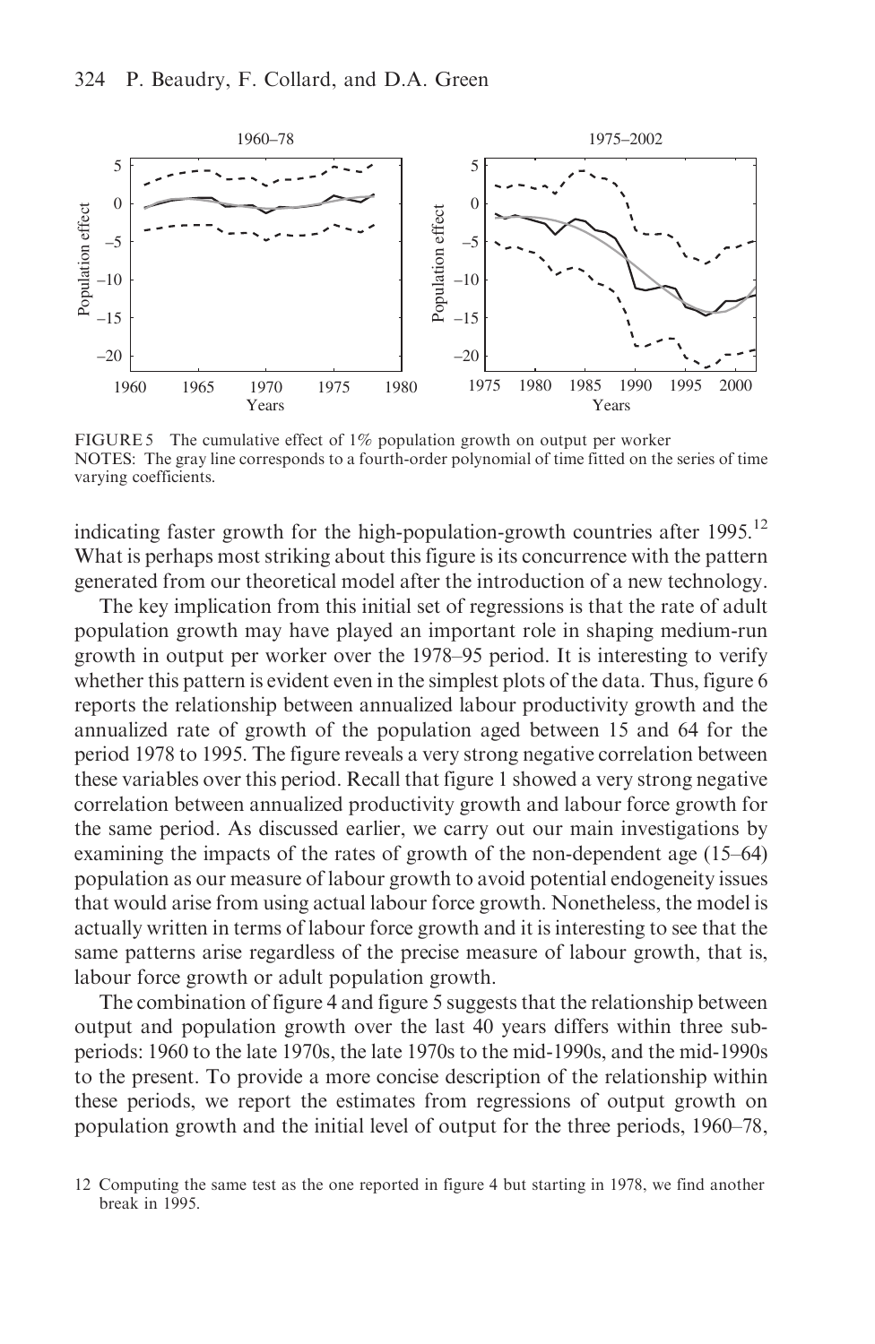FIGURE 5 The cumulative effect of 1% population growth on output per worker
NOTES: The gray line corresponds to a fourth-order polynomial of time fitted on the series of time varying coefficients.

indicating faster growth for the high-population-growth countries after 1995.[12] What is perhaps most striking about this figure is its concurrence with the pattern generated from our theoretical model after the introduction of a new technology.

The key implication from this initial set of regressions is that the rate of adult population growth may have played an important role in shaping medium-run growth in output per worker over the 1978–95 period. It is interesting to verify whether this pattern is evident even in the simplest plots of the data. Thus, figure 6 reports the relationship between annualized labour productivity growth and the annualized rate of growth of the population aged between 15 and 64 for the period 1978 to 1995. The figure reveals a very strong negative correlation between these variables over this period. Recall that figure 1 showed a very strong negative correlation between annualized productivity growth and labour force growth for the same period. As discussed earlier, we carry out our main investigations by examining the impacts of the rates of growth of the non-dependent age (15–64) population as our measure of labour growth to avoid potential endogeneity issues that would arise from using actual labour force growth. Nonetheless, the model is actually written in terms of labour force growth and it is interesting to see that the same patterns arise regardless of the precise measure of labour growth, that is, labour force growth or adult population growth.

The combination of figure 4 and figure 5 suggests that the relationship between output and population growth over the last 40 years differs within three subperiods: 1960 to the late 1970s, the late 1970s to the mid-1990s, and the mid-1990s to the present. To provide a more concise description of the relationship within these periods, we report the estimates from regressions of output growth on population growth and the initial level of output for the three periods, 1960–78,

12 Computing the same test as the one reported in figure 4 but starting in 1978, we find another break in 1995.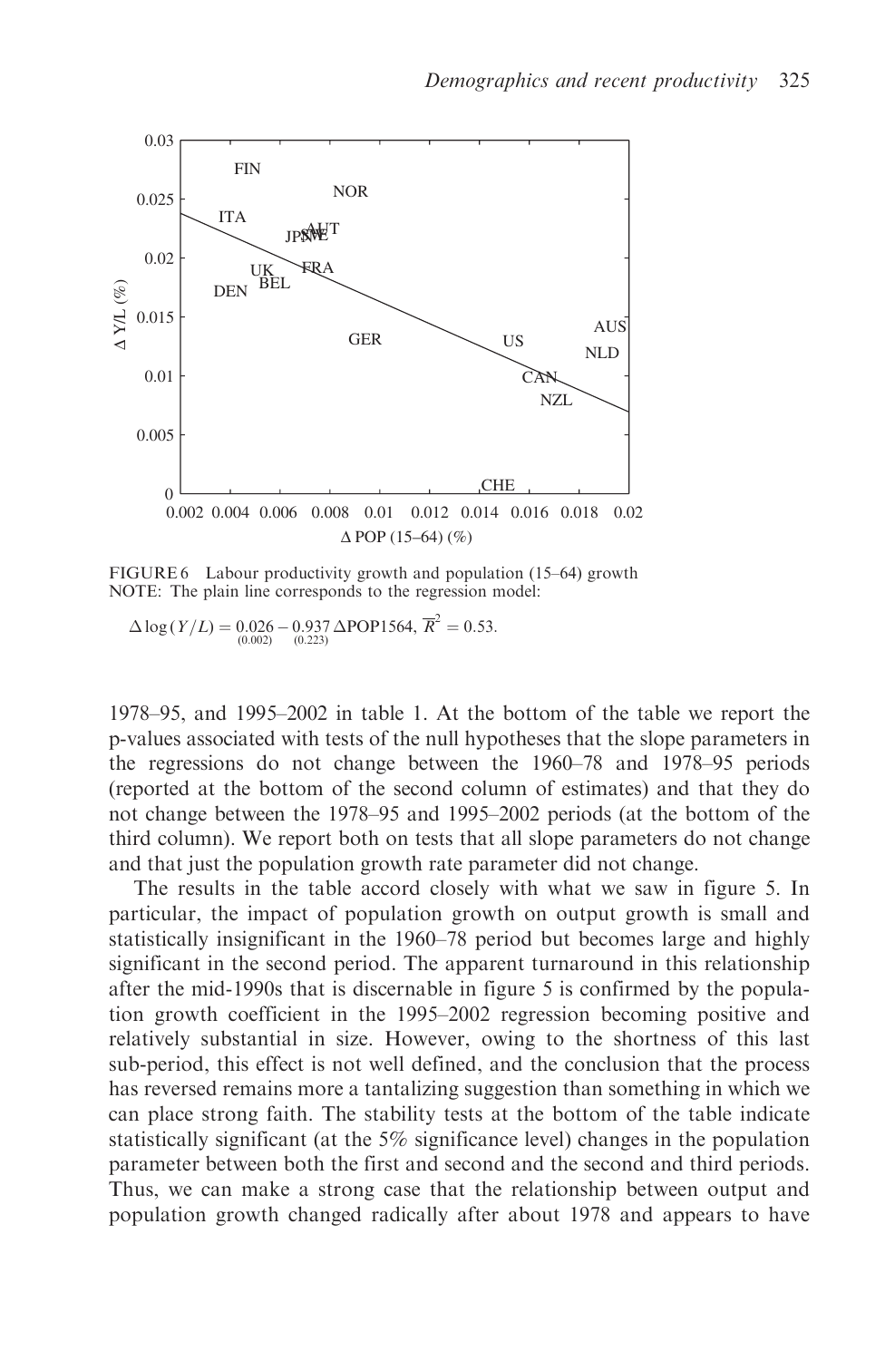FIGURE 6 Labour productivity growth and population (15–64) growth
NOTE: The plain line corresponds to the regression model:

$$\Delta \log(Y/L) = \underset{(0.002)}{0.026} - \underset{(0.223)}{0.937}\,\Delta \text{POP1564},\ \overline{R}^2 = 0.53.$$

1978–95, and 1995–2002 in table 1. At the bottom of the table we report the p-values associated with tests of the null hypotheses that the slope parameters in the regressions do not change between the 1960–78 and 1978–95 periods (reported at the bottom of the second column of estimates) and that they do not change between the 1978–95 and 1995–2002 periods (at the bottom of the third column). We report both on tests that all slope parameters do not change and that just the population growth rate parameter did not change.

The results in the table accord closely with what we saw in figure 5. In particular, the impact of population growth on output growth is small and statistically insignificant in the 1960–78 period but becomes large and highly significant in the second period. The apparent turnaround in this relationship after the mid-1990s that is discernable in figure 5 is confirmed by the population growth coefficient in the 1995–2002 regression becoming positive and relatively substantial in size. However, owing to the shortness of this last sub-period, this effect is not well defined, and the conclusion that the process has reversed remains more a tantalizing suggestion than something in which we can place strong faith. The stability tests at the bottom of the table indicate statistically significant (at the 5% significance level) changes in the population parameter between both the first and second and the second and third periods. Thus, we can make a strong case that the relationship between output and population growth changed radically after about 1978 and appears to have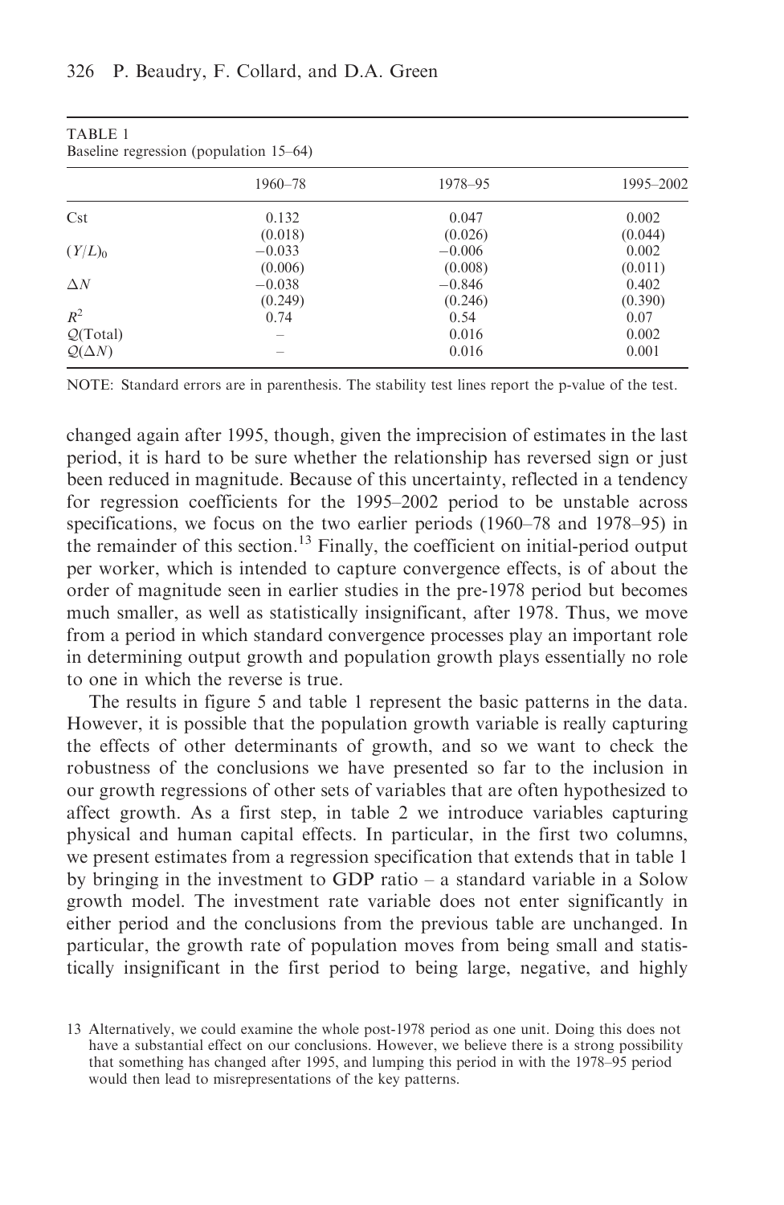TABLE 1
Baseline regression (population 15–64)

| | 1960–78 | 1978–95 | 1995–2002 |
|---|---|---|---|
| Cst | 0.132 | 0.047 | 0.002 |
| | (0.018) | (0.026) | (0.044) |
| $(Y/L)_0$ | −0.033 | −0.006 | 0.002 |
| | (0.006) | (0.008) | (0.011) |
| $\Delta N$ | −0.038 | −0.846 | 0.402 |
| | (0.249) | (0.246) | (0.390) |
| $R^2$ | 0.74 | 0.54 | 0.07 |
| $\mathcal{Q}$(Total) | – | 0.016 | 0.002 |
| $\mathcal{Q}(\Delta N)$ | – | 0.016 | 0.001 |

NOTE: Standard errors are in parenthesis. The stability test lines report the p-value of the test.

changed again after 1995, though, given the imprecision of estimates in the last period, it is hard to be sure whether the relationship has reversed sign or just been reduced in magnitude. Because of this uncertainty, reflected in a tendency for regression coefficients for the 1995–2002 period to be unstable across specifications, we focus on the two earlier periods (1960–78 and 1978–95) in the remainder of this section.[13] Finally, the coefficient on initial-period output per worker, which is intended to capture convergence effects, is of about the order of magnitude seen in earlier studies in the pre-1978 period but becomes much smaller, as well as statistically insignificant, after 1978. Thus, we move from a period in which standard convergence processes play an important role in determining output growth and population growth plays essentially no role to one in which the reverse is true.

The results in figure 5 and table 1 represent the basic patterns in the data. However, it is possible that the population growth variable is really capturing the effects of other determinants of growth, and so we want to check the robustness of the conclusions we have presented so far to the inclusion in our growth regressions of other sets of variables that are often hypothesized to affect growth. As a first step, in table 2 we introduce variables capturing physical and human capital effects. In particular, in the first two columns, we present estimates from a regression specification that extends that in table 1 by bringing in the investment to GDP ratio – a standard variable in a Solow growth model. The investment rate variable does not enter significantly in either period and the conclusions from the previous table are unchanged. In particular, the growth rate of population moves from being small and statistically insignificant in the first period to being large, negative, and highly

13 Alternatively, we could examine the whole post-1978 period as one unit. Doing this does not have a substantial effect on our conclusions. However, we believe there is a strong possibility that something has changed after 1995, and lumping this period in with the 1978–95 period would then lead to misrepresentations of the key patterns.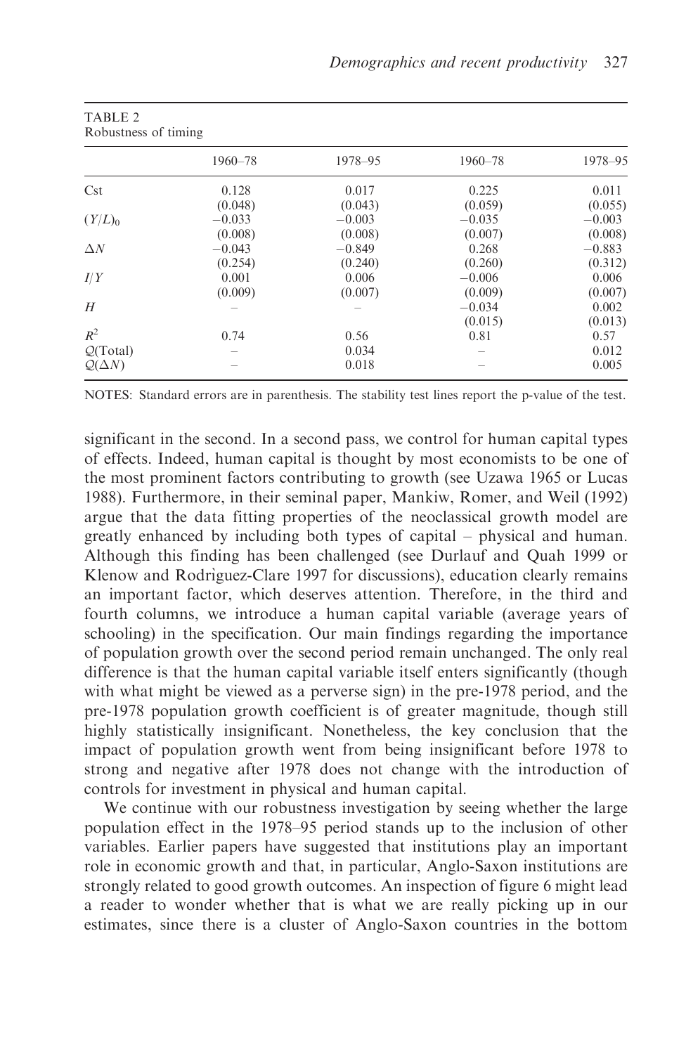TABLE 2
Robustness of timing

| | 1960–78 | 1978–95 | 1960–78 | 1978–95 |
|---|---|---|---|---|
| Cst | 0.128 | 0.017 | 0.225 | 0.011 |
| | (0.048) | (0.043) | (0.059) | (0.055) |
| $(Y/L)_0$ | −0.033 | −0.003 | −0.035 | −0.003 |
| | (0.008) | (0.008) | (0.007) | (0.008) |
| $\Delta N$ | −0.043 | −0.849 | 0.268 | −0.883 |
| | (0.254) | (0.240) | (0.260) | (0.312) |
| $I/Y$ | 0.001 | 0.006 | −0.006 | 0.006 |
| | (0.009) | (0.007) | (0.009) | (0.007) |
| $H$ | – | – | −0.034 | 0.002 |
| | | | (0.015) | (0.013) |
| $R^2$ | 0.74 | 0.56 | 0.81 | 0.57 |
| $\mathcal{Q}$(Total) | – | 0.034 | – | 0.012 |
| $\mathcal{Q}(\Delta N)$ | – | 0.018 | – | 0.005 |

NOTES: Standard errors are in parenthesis. The stability test lines report the p-value of the test.

significant in the second. In a second pass, we control for human capital types of effects. Indeed, human capital is thought by most economists to be one of the most prominent factors contributing to growth (see Uzawa 1965 or Lucas 1988). Furthermore, in their seminal paper, Mankiw, Romer, and Weil (1992) argue that the data fitting properties of the neoclassical growth model are greatly enhanced by including both types of capital – physical and human. Although this finding has been challenged (see Durlauf and Quah 1999 or Klenow and Rodrìguez-Clare 1997 for discussions), education clearly remains an important factor, which deserves attention. Therefore, in the third and fourth columns, we introduce a human capital variable (average years of schooling) in the specification. Our main findings regarding the importance of population growth over the second period remain unchanged. The only real difference is that the human capital variable itself enters significantly (though with what might be viewed as a perverse sign) in the pre-1978 period, and the pre-1978 population growth coefficient is of greater magnitude, though still highly statistically insignificant. Nonetheless, the key conclusion that the impact of population growth went from being insignificant before 1978 to strong and negative after 1978 does not change with the introduction of controls for investment in physical and human capital.

We continue with our robustness investigation by seeing whether the large population effect in the 1978–95 period stands up to the inclusion of other variables. Earlier papers have suggested that institutions play an important role in economic growth and that, in particular, Anglo-Saxon institutions are strongly related to good growth outcomes. An inspection of figure 6 might lead a reader to wonder whether that is what we are really picking up in our estimates, since there is a cluster of Anglo-Saxon countries in the bottom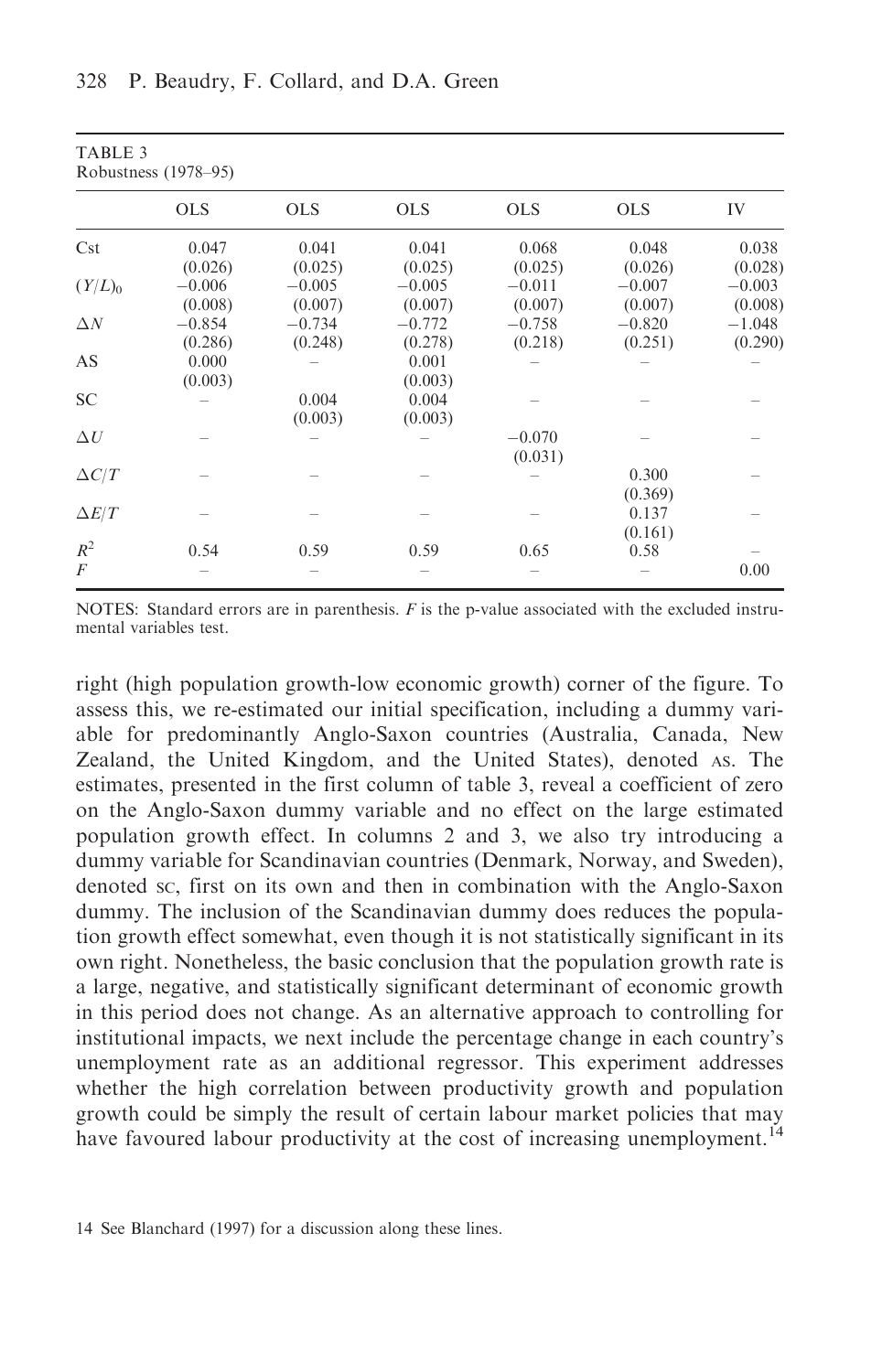TABLE 3
Robustness (1978–95)

| | OLS | OLS | OLS | OLS | OLS | IV |
|---|---|---|---|---|---|---|
| Cst | 0.047 | 0.041 | 0.041 | 0.068 | 0.048 | 0.038 |
| | (0.026) | (0.025) | (0.025) | (0.025) | (0.026) | (0.028) |
| $(Y/L)_0$ | −0.006 | −0.005 | −0.005 | −0.011 | −0.007 | −0.003 |
| | (0.008) | (0.007) | (0.007) | (0.007) | (0.007) | (0.008) |
| $\Delta N$ | −0.854 | −0.734 | −0.772 | −0.758 | −0.820 | −1.048 |
| | (0.286) | (0.248) | (0.278) | (0.218) | (0.251) | (0.290) |
| AS | 0.000 | – | 0.001 | – | – | – |
| | (0.003) | | (0.003) | | | |
| SC | – | 0.004 | 0.004 | – | – | – |
| | | (0.003) | (0.003) | | | |
| $\Delta U$ | – | – | – | −0.070 | – | – |
| | | | | (0.031) | | |
| $\Delta C/T$ | – | – | – | – | 0.300 | – |
| | | | | | (0.369) | |
| $\Delta E/T$ | – | – | – | – | 0.137 | – |
| | | | | | (0.161) | |
| $R^2$ | 0.54 | 0.59 | 0.59 | 0.65 | 0.58 | – |
| $F$ | – | – | – | – | – | 0.00 |

NOTES: Standard errors are in parenthesis. $F$ is the p-value associated with the excluded instrumental variables test.

right (high population growth-low economic growth) corner of the figure. To assess this, we re-estimated our initial specification, including a dummy variable for predominantly Anglo-Saxon countries (Australia, Canada, New Zealand, the United Kingdom, and the United States), denoted AS. The estimates, presented in the first column of table 3, reveal a coefficient of zero on the Anglo-Saxon dummy variable and no effect on the large estimated population growth effect. In columns 2 and 3, we also try introducing a dummy variable for Scandinavian countries (Denmark, Norway, and Sweden), denoted SC, first on its own and then in combination with the Anglo-Saxon dummy. The inclusion of the Scandinavian dummy does reduces the population growth effect somewhat, even though it is not statistically significant in its own right. Nonetheless, the basic conclusion that the population growth rate is a large, negative, and statistically significant determinant of economic growth in this period does not change. As an alternative approach to controlling for institutional impacts, we next include the percentage change in each country's unemployment rate as an additional regressor. This experiment addresses whether the high correlation between productivity growth and population growth could be simply the result of certain labour market policies that may have favoured labour productivity at the cost of increasing unemployment.[14]

14 See Blanchard (1997) for a discussion along these lines.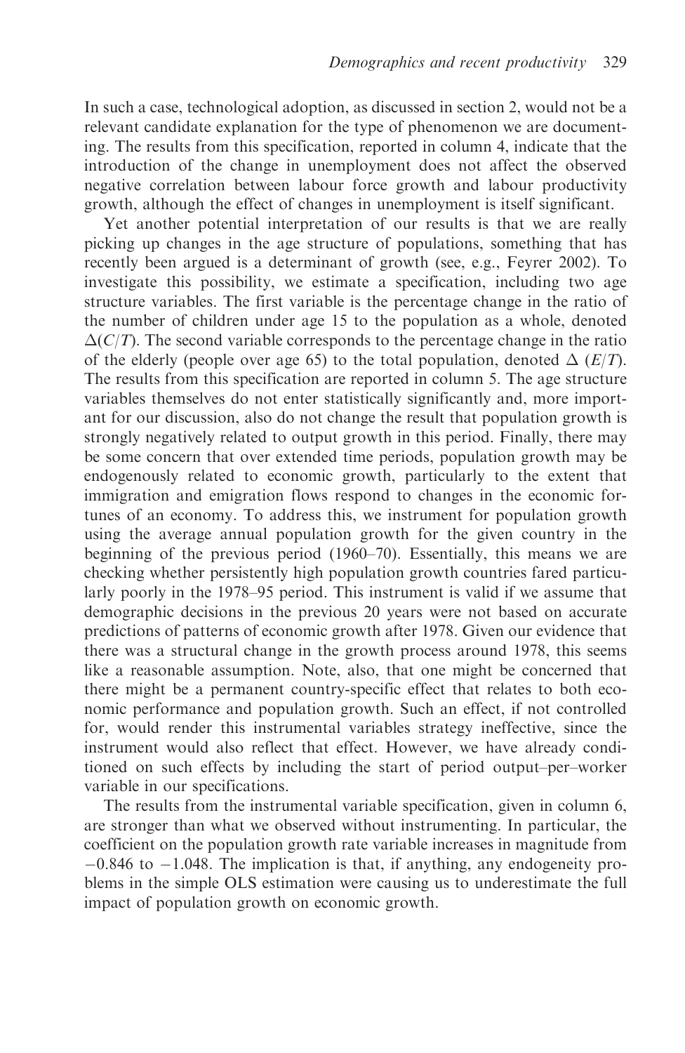In such a case, technological adoption, as discussed in section 2, would not be a relevant candidate explanation for the type of phenomenon we are documenting. The results from this specification, reported in column 4, indicate that the introduction of the change in unemployment does not affect the observed negative correlation between labour force growth and labour productivity growth, although the effect of changes in unemployment is itself significant.

Yet another potential interpretation of our results is that we are really picking up changes in the age structure of populations, something that has recently been argued is a determinant of growth (see, e.g., Feyrer 2002). To investigate this possibility, we estimate a specification, including two age structure variables. The first variable is the percentage change in the ratio of the number of children under age 15 to the population as a whole, denoted $\Delta(C/T)$. The second variable corresponds to the percentage change in the ratio of the elderly (people over age 65) to the total population, denoted $\Delta\ (E/T)$. The results from this specification are reported in column 5. The age structure variables themselves do not enter statistically significantly and, more important for our discussion, also do not change the result that population growth is strongly negatively related to output growth in this period. Finally, there may be some concern that over extended time periods, population growth may be endogenously related to economic growth, particularly to the extent that immigration and emigration flows respond to changes in the economic fortunes of an economy. To address this, we instrument for population growth using the average annual population growth for the given country in the beginning of the previous period (1960–70). Essentially, this means we are checking whether persistently high population growth countries fared particularly poorly in the 1978–95 period. This instrument is valid if we assume that demographic decisions in the previous 20 years were not based on accurate predictions of patterns of economic growth after 1978. Given our evidence that there was a structural change in the growth process around 1978, this seems like a reasonable assumption. Note, also, that one might be concerned that there might be a permanent country-specific effect that relates to both economic performance and population growth. Such an effect, if not controlled for, would render this instrumental variables strategy ineffective, since the instrument would also reflect that effect. However, we have already conditioned on such effects by including the start of period output–per–worker variable in our specifications.

The results from the instrumental variable specification, given in column 6, are stronger than what we observed without instrumenting. In particular, the coefficient on the population growth rate variable increases in magnitude from $-0.846$ to $-1.048$. The implication is that, if anything, any endogeneity problems in the simple OLS estimation were causing us to underestimate the full impact of population growth on economic growth.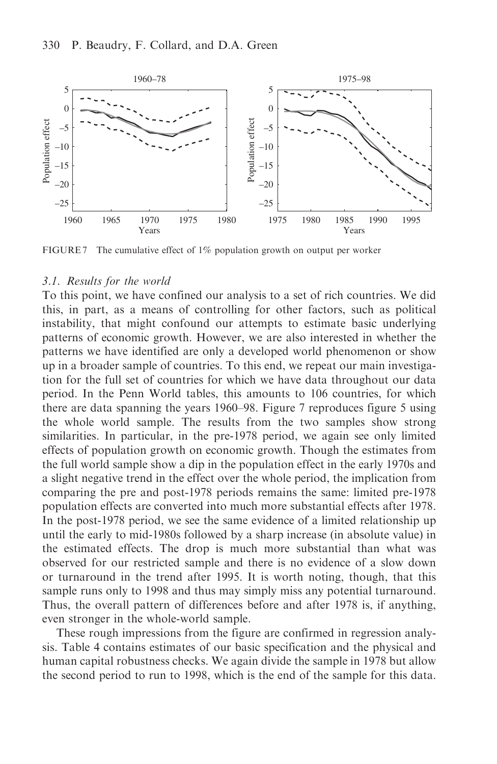FIGURE 7 The cumulative effect of 1% population growth on output per worker

### 3.1. *Results for the world*

To this point, we have confined our analysis to a set of rich countries. We did this, in part, as a means of controlling for other factors, such as political instability, that might confound our attempts to estimate basic underlying patterns of economic growth. However, we are also interested in whether the patterns we have identified are only a developed world phenomenon or show up in a broader sample of countries. To this end, we repeat our main investigation for the full set of countries for which we have data throughout our data period. In the Penn World tables, this amounts to 106 countries, for which there are data spanning the years 1960–98. Figure 7 reproduces figure 5 using the whole world sample. The results from the two samples show strong similarities. In particular, in the pre-1978 period, we again see only limited effects of population growth on economic growth. Though the estimates from the full world sample show a dip in the population effect in the early 1970s and a slight negative trend in the effect over the whole period, the implication from comparing the pre and post-1978 periods remains the same: limited pre-1978 population effects are converted into much more substantial effects after 1978. In the post-1978 period, we see the same evidence of a limited relationship up until the early to mid-1980s followed by a sharp increase (in absolute value) in the estimated effects. The drop is much more substantial than what was observed for our restricted sample and there is no evidence of a slow down or turnaround in the trend after 1995. It is worth noting, though, that this sample runs only to 1998 and thus may simply miss any potential turnaround. Thus, the overall pattern of differences before and after 1978 is, if anything, even stronger in the whole-world sample.

These rough impressions from the figure are confirmed in regression analysis. Table 4 contains estimates of our basic specification and the physical and human capital robustness checks. We again divide the sample in 1978 but allow the second period to run to 1998, which is the end of the sample for this data.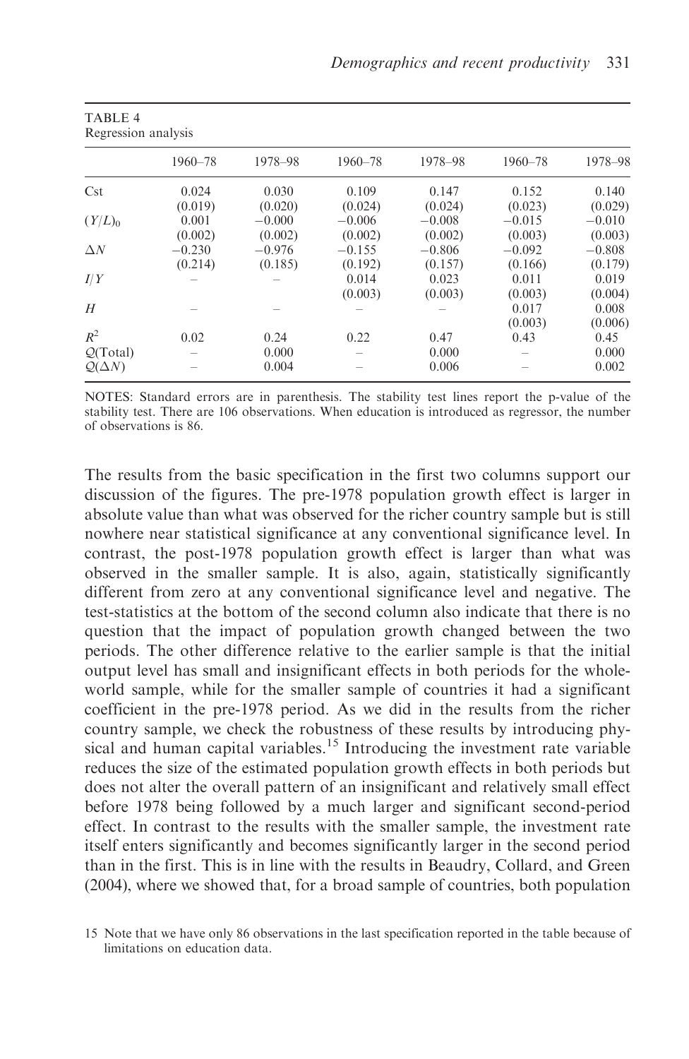TABLE 4
Regression analysis

| | 1960–78 | 1978–98 | 1960–78 | 1978–98 | 1960–78 | 1978–98 |
|---|---|---|---|---|---|---|
| Cst | 0.024 | 0.030 | 0.109 | 0.147 | 0.152 | 0.140 |
| | (0.019) | (0.020) | (0.024) | (0.024) | (0.023) | (0.029) |
| $(Y/L)_0$ | 0.001 | −0.000 | −0.006 | −0.008 | −0.015 | −0.010 |
| | (0.002) | (0.002) | (0.002) | (0.002) | (0.003) | (0.003) |
| $\Delta N$ | −0.230 | −0.976 | −0.155 | −0.806 | −0.092 | −0.808 |
| | (0.214) | (0.185) | (0.192) | (0.157) | (0.166) | (0.179) |
| $I/Y$ | – | – | 0.014 | 0.023 | 0.011 | 0.019 |
| | | | (0.003) | (0.003) | (0.003) | (0.004) |
| $H$ | – | – | – | – | 0.017 | 0.008 |
| | | | | | (0.003) | (0.006) |
| $R^2$ | 0.02 | 0.24 | 0.22 | 0.47 | 0.43 | 0.45 |
| $\mathcal{Q}$(Total) | – | 0.000 | – | 0.000 | – | 0.000 |
| $\mathcal{Q}(\Delta N)$ | – | 0.004 | – | 0.006 | – | 0.002 |

NOTES: Standard errors are in parenthesis. The stability test lines report the p-value of the stability test. There are 106 observations. When education is introduced as regressor, the number of observations is 86.

The results from the basic specification in the first two columns support our discussion of the figures. The pre-1978 population growth effect is larger in absolute value than what was observed for the richer country sample but is still nowhere near statistical significance at any conventional significance level. In contrast, the post-1978 population growth effect is larger than what was observed in the smaller sample. It is also, again, statistically significantly different from zero at any conventional significance level and negative. The test-statistics at the bottom of the second column also indicate that there is no question that the impact of population growth changed between the two periods. The other difference relative to the earlier sample is that the initial output level has small and insignificant effects in both periods for the whole-world sample, while for the smaller sample of countries it had a significant coefficient in the pre-1978 period. As we did in the results from the richer country sample, we check the robustness of these results by introducing physical and human capital variables.[15] Introducing the investment rate variable reduces the size of the estimated population growth effects in both periods but does not alter the overall pattern of an insignificant and relatively small effect before 1978 being followed by a much larger and significant second-period effect. In contrast to the results with the smaller sample, the investment rate itself enters significantly and becomes significantly larger in the second period than in the first. This is in line with the results in Beaudry, Collard, and Green (2004), where we showed that, for a broad sample of countries, both population

15 Note that we have only 86 observations in the last specification reported in the table because of limitations on education data.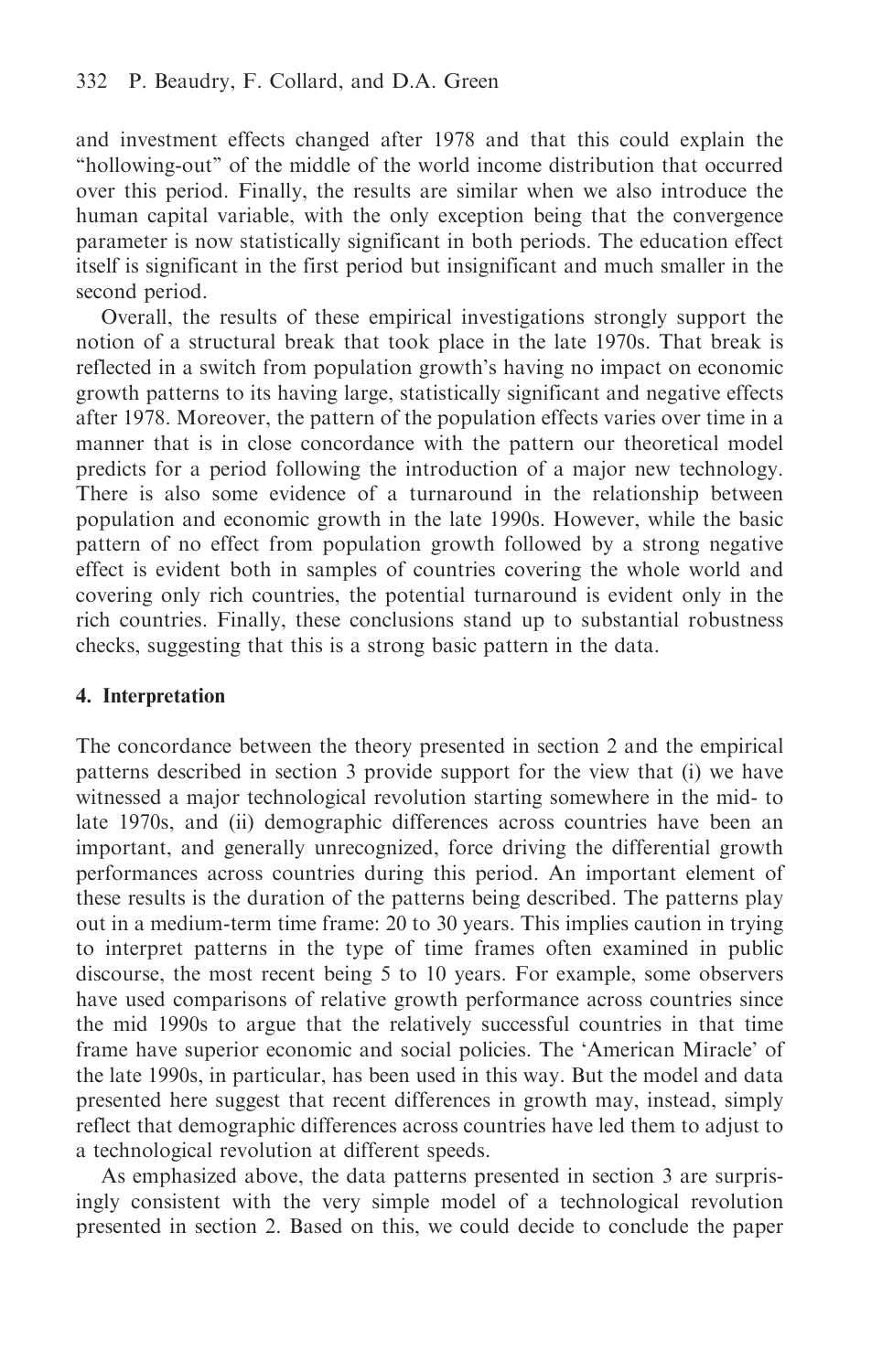and investment effects changed after 1978 and that this could explain the "hollowing-out" of the middle of the world income distribution that occurred over this period. Finally, the results are similar when we also introduce the human capital variable, with the only exception being that the convergence parameter is now statistically significant in both periods. The education effect itself is significant in the first period but insignificant and much smaller in the second period.

Overall, the results of these empirical investigations strongly support the notion of a structural break that took place in the late 1970s. That break is reflected in a switch from population growth's having no impact on economic growth patterns to its having large, statistically significant and negative effects after 1978. Moreover, the pattern of the population effects varies over time in a manner that is in close concordance with the pattern our theoretical model predicts for a period following the introduction of a major new technology. There is also some evidence of a turnaround in the relationship between population and economic growth in the late 1990s. However, while the basic pattern of no effect from population growth followed by a strong negative effect is evident both in samples of countries covering the whole world and covering only rich countries, the potential turnaround is evident only in the rich countries. Finally, these conclusions stand up to substantial robustness checks, suggesting that this is a strong basic pattern in the data.

## 4. Interpretation

The concordance between the theory presented in section 2 and the empirical patterns described in section 3 provide support for the view that (i) we have witnessed a major technological revolution starting somewhere in the mid- to late 1970s, and (ii) demographic differences across countries have been an important, and generally unrecognized, force driving the differential growth performances across countries during this period. An important element of these results is the duration of the patterns being described. The patterns play out in a medium-term time frame: 20 to 30 years. This implies caution in trying to interpret patterns in the type of time frames often examined in public discourse, the most recent being 5 to 10 years. For example, some observers have used comparisons of relative growth performance across countries since the mid 1990s to argue that the relatively successful countries in that time frame have superior economic and social policies. The 'American Miracle' of the late 1990s, in particular, has been used in this way. But the model and data presented here suggest that recent differences in growth may, instead, simply reflect that demographic differences across countries have led them to adjust to a technological revolution at different speeds.

As emphasized above, the data patterns presented in section 3 are surprisingly consistent with the very simple model of a technological revolution presented in section 2. Based on this, we could decide to conclude the paper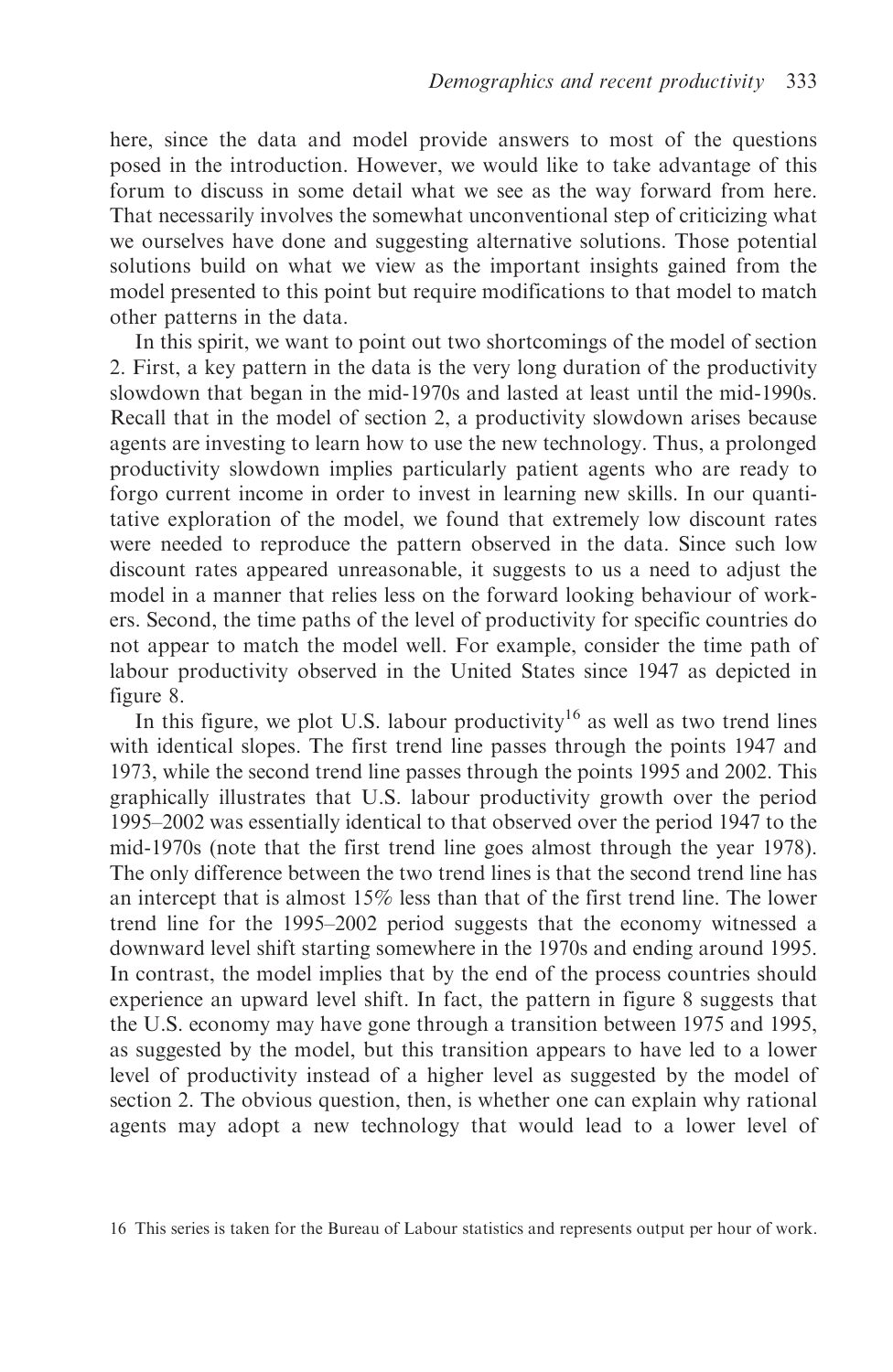here, since the data and model provide answers to most of the questions posed in the introduction. However, we would like to take advantage of this forum to discuss in some detail what we see as the way forward from here. That necessarily involves the somewhat unconventional step of criticizing what we ourselves have done and suggesting alternative solutions. Those potential solutions build on what we view as the important insights gained from the model presented to this point but require modifications to that model to match other patterns in the data.

In this spirit, we want to point out two shortcomings of the model of section 2. First, a key pattern in the data is the very long duration of the productivity slowdown that began in the mid-1970s and lasted at least until the mid-1990s. Recall that in the model of section 2, a productivity slowdown arises because agents are investing to learn how to use the new technology. Thus, a prolonged productivity slowdown implies particularly patient agents who are ready to forgo current income in order to invest in learning new skills. In our quantitative exploration of the model, we found that extremely low discount rates were needed to reproduce the pattern observed in the data. Since such low discount rates appeared unreasonable, it suggests to us a need to adjust the model in a manner that relies less on the forward looking behaviour of workers. Second, the time paths of the level of productivity for specific countries do not appear to match the model well. For example, consider the time path of labour productivity observed in the United States since 1947 as depicted in figure 8.

In this figure, we plot U.S. labour productivity[16] as well as two trend lines with identical slopes. The first trend line passes through the points 1947 and 1973, while the second trend line passes through the points 1995 and 2002. This graphically illustrates that U.S. labour productivity growth over the period 1995–2002 was essentially identical to that observed over the period 1947 to the mid-1970s (note that the first trend line goes almost through the year 1978). The only difference between the two trend lines is that the second trend line has an intercept that is almost 15% less than that of the first trend line. The lower trend line for the 1995–2002 period suggests that the economy witnessed a downward level shift starting somewhere in the 1970s and ending around 1995. In contrast, the model implies that by the end of the process countries should experience an upward level shift. In fact, the pattern in figure 8 suggests that the U.S. economy may have gone through a transition between 1975 and 1995, as suggested by the model, but this transition appears to have led to a lower level of productivity instead of a higher level as suggested by the model of section 2. The obvious question, then, is whether one can explain why rational agents may adopt a new technology that would lead to a lower level of

16 This series is taken for the Bureau of Labour statistics and represents output per hour of work.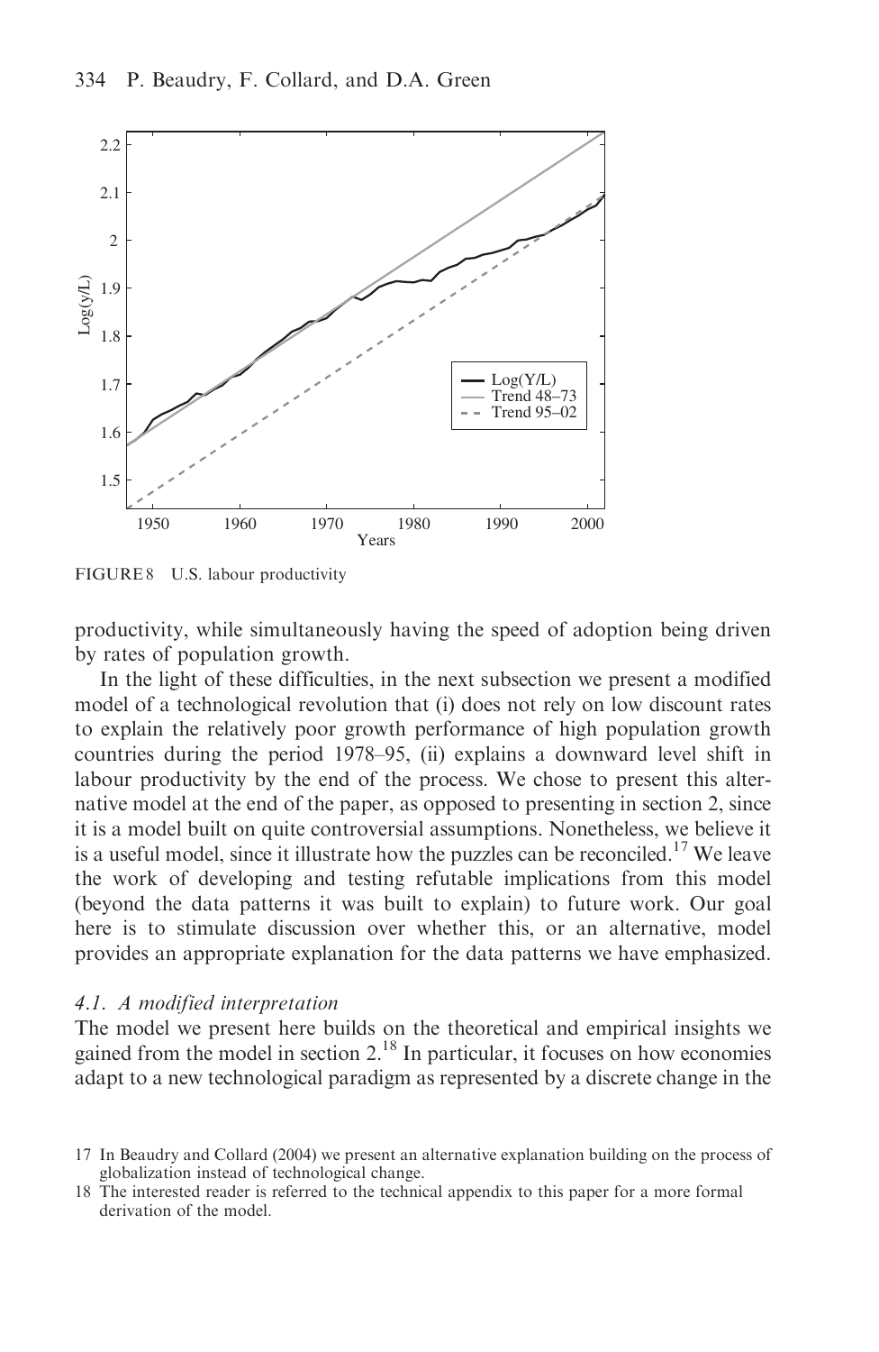FIGURE 8 U.S. labour productivity

productivity, while simultaneously having the speed of adoption being driven by rates of population growth.

In the light of these difficulties, in the next subsection we present a modified model of a technological revolution that (i) does not rely on low discount rates to explain the relatively poor growth performance of high population growth countries during the period 1978–95, (ii) explains a downward level shift in labour productivity by the end of the process. We chose to present this alternative model at the end of the paper, as opposed to presenting in section 2, since it is a model built on quite controversial assumptions. Nonetheless, we believe it is a useful model, since it illustrate how the puzzles can be reconciled.[17] We leave the work of developing and testing refutable implications from this model (beyond the data patterns it was built to explain) to future work. Our goal here is to stimulate discussion over whether this, or an alternative, model provides an appropriate explanation for the data patterns we have emphasized.

### *4.1. A modified interpretation*

The model we present here builds on the theoretical and empirical insights we gained from the model in section 2.[18] In particular, it focuses on how economies adapt to a new technological paradigm as represented by a discrete change in the

17 In Beaudry and Collard (2004) we present an alternative explanation building on the process of globalization instead of technological change.

18 The interested reader is referred to the technical appendix to this paper for a more formal derivation of the model.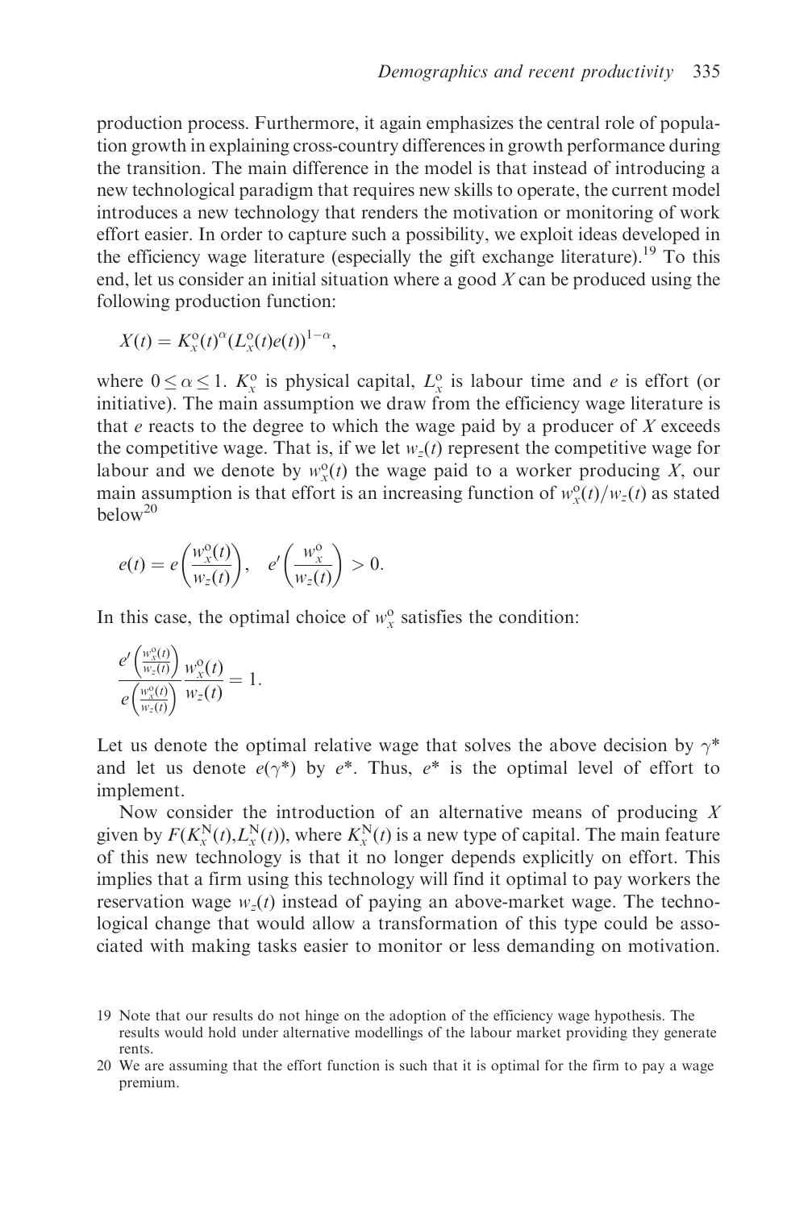production process. Furthermore, it again emphasizes the central role of population growth in explaining cross-country differences in growth performance during the transition. The main difference in the model is that instead of introducing a new technological paradigm that requires new skills to operate, the current model introduces a new technology that renders the motivation or monitoring of work effort easier. In order to capture such a possibility, we exploit ideas developed in the efficiency wage literature (especially the gift exchange literature).[19] To this end, let us consider an initial situation where a good $X$ can be produced using the following production function:

$$X(t) = K_x^{\mathrm{o}}(t)^{\alpha}(L_x^{\mathrm{o}}(t)e(t))^{1-\alpha},$$

where $0 \leq \alpha \leq 1$. $K_x^{\mathrm{o}}$ is physical capital, $L_x^{\mathrm{o}}$ is labour time and $e$ is effort (or initiative). The main assumption we draw from the efficiency wage literature is that $e$ reacts to the degree to which the wage paid by a producer of $X$ exceeds the competitive wage. That is, if we let $w_z(t)$ represent the competitive wage for labour and we denote by $w_x^{\mathrm{o}}(t)$ the wage paid to a worker producing $X$, our main assumption is that effort is an increasing function of $w_x^{\mathrm{o}}(t)/w_z(t)$ as stated below[20]

$$e(t) = e\left(\frac{w_x^{\mathrm{o}}(t)}{w_z(t)}\right), \quad e'\left(\frac{w_x^{\mathrm{o}}}{w_z(t)}\right) > 0.$$

In this case, the optimal choice of $w_x^{\mathrm{o}}$ satisfies the condition:

$$\frac{e'\left(\frac{w_x^{\mathrm{o}}(t)}{w_z(t)}\right)}{e\left(\frac{w_x^{\mathrm{o}}(t)}{w_z(t)}\right)}\frac{w_x^{\mathrm{o}}(t)}{w_z(t)} = 1.$$

Let us denote the optimal relative wage that solves the above decision by $\gamma^*$ and let us denote $e(\gamma^*)$ by $e^*$. Thus, $e^*$ is the optimal level of effort to implement.

Now consider the introduction of an alternative means of producing $X$ given by $F(K_x^{\mathrm{N}}(t), L_x^{\mathrm{N}}(t))$, where $K_x^{\mathrm{N}}(t)$ is a new type of capital. The main feature of this new technology is that it no longer depends explicitly on effort. This implies that a firm using this technology will find it optimal to pay workers the reservation wage $w_z(t)$ instead of paying an above-market wage. The technological change that would allow a transformation of this type could be associated with making tasks easier to monitor or less demanding on motivation.

19 Note that our results do not hinge on the adoption of the efficiency wage hypothesis. The results would hold under alternative modellings of the labour market providing they generate rents.

20 We are assuming that the effort function is such that it is optimal for the firm to pay a wage premium.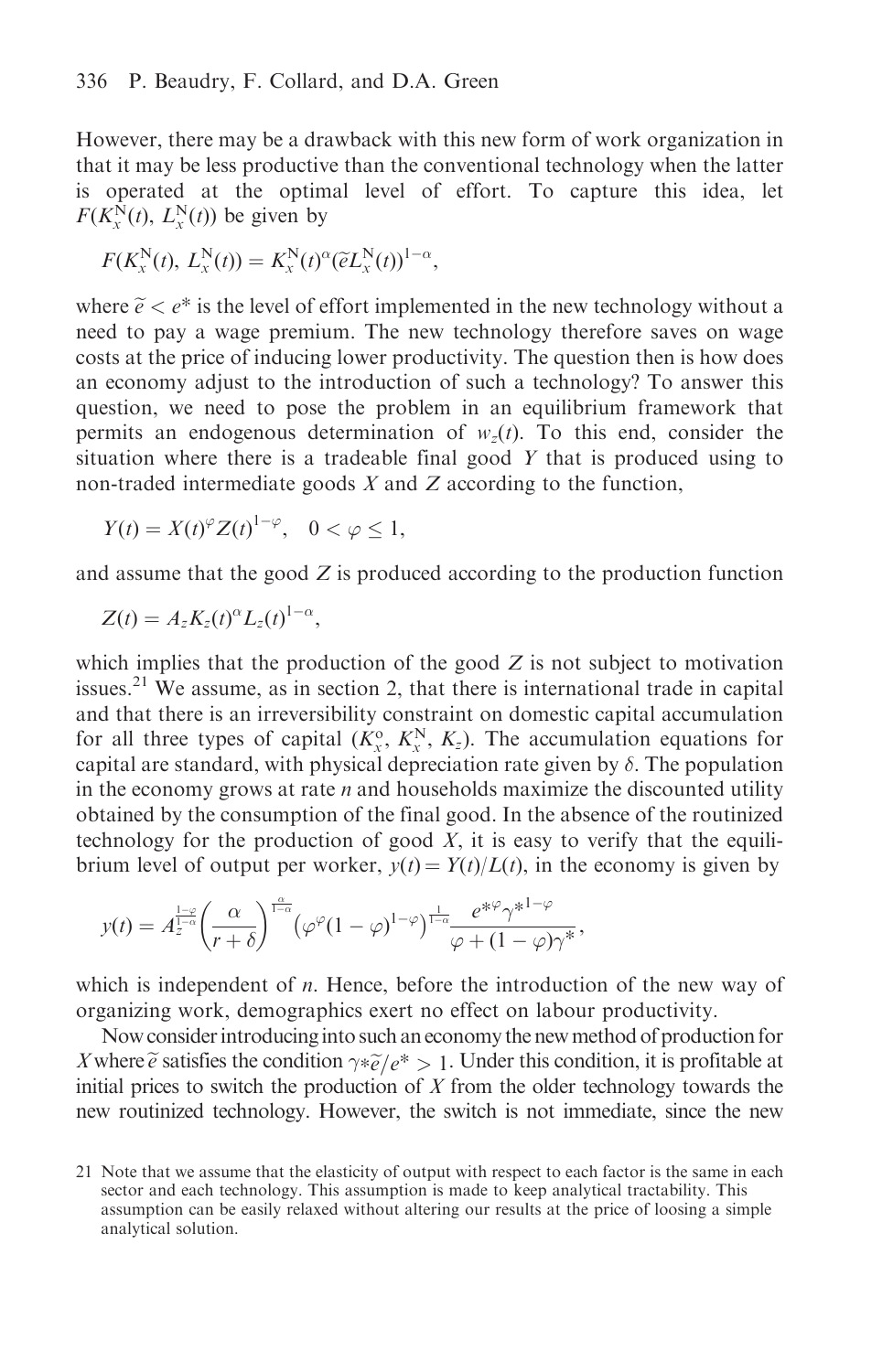However, there may be a drawback with this new form of work organization in that it may be less productive than the conventional technology when the latter is operated at the optimal level of effort. To capture this idea, let $F(K_x^N(t), L_x^N(t))$ be given by

$$F(K_x^N(t), L_x^N(t)) = K_x^N(t)^{\alpha}(\widetilde{e}L_x^N(t))^{1-\alpha},$$

where $\widetilde{e} < e^*$ is the level of effort implemented in the new technology without a need to pay a wage premium. The new technology therefore saves on wage costs at the price of inducing lower productivity. The question then is how does an economy adjust to the introduction of such a technology? To answer this question, we need to pose the problem in an equilibrium framework that permits an endogenous determination of $w_z(t)$. To this end, consider the situation where there is a tradeable final good $Y$ that is produced using to non-traded intermediate goods $X$ and $Z$ according to the function,

$$Y(t) = X(t)^{\varphi}Z(t)^{1-\varphi}, \quad 0 < \varphi \leq 1,$$

and assume that the good $Z$ is produced according to the production function

$$Z(t) = A_z K_z(t)^{\alpha} L_z(t)^{1-\alpha},$$

which implies that the production of the good $Z$ is not subject to motivation issues.[21] We assume, as in section 2, that there is international trade in capital and that there is an irreversibility constraint on domestic capital accumulation for all three types of capital ($K_x^o$, $K_x^N$, $K_z$). The accumulation equations for capital are standard, with physical depreciation rate given by $\delta$. The population in the economy grows at rate $n$ and households maximize the discounted utility obtained by the consumption of the final good. In the absence of the routinized technology for the production of good $X$, it is easy to verify that the equilibrium level of output per worker, $y(t) = Y(t)/L(t)$, in the economy is given by

$$y(t) = A_z^{\frac{1-\varphi}{1-\alpha}}\left(\frac{\alpha}{r+\delta}\right)^{\frac{\alpha}{1-\alpha}}\left(\varphi^{\varphi}(1-\varphi)^{1-\varphi}\right)^{\frac{1}{1-\alpha}}\frac{e^{*\varphi}\gamma^{*1-\varphi}}{\varphi+(1-\varphi)\gamma^*},$$

which is independent of $n$. Hence, before the introduction of the new way of organizing work, demographics exert no effect on labour productivity.

Now consider introducing into such an economy the new method of production for $X$ where $\widetilde{e}$ satisfies the condition $\gamma * \widetilde{e}/e^* > 1$. Under this condition, it is profitable at initial prices to switch the production of $X$ from the older technology towards the new routinized technology. However, the switch is not immediate, since the new

21 Note that we assume that the elasticity of output with respect to each factor is the same in each sector and each technology. This assumption is made to keep analytical tractability. This assumption can be easily relaxed without altering our results at the price of loosing a simple analytical solution.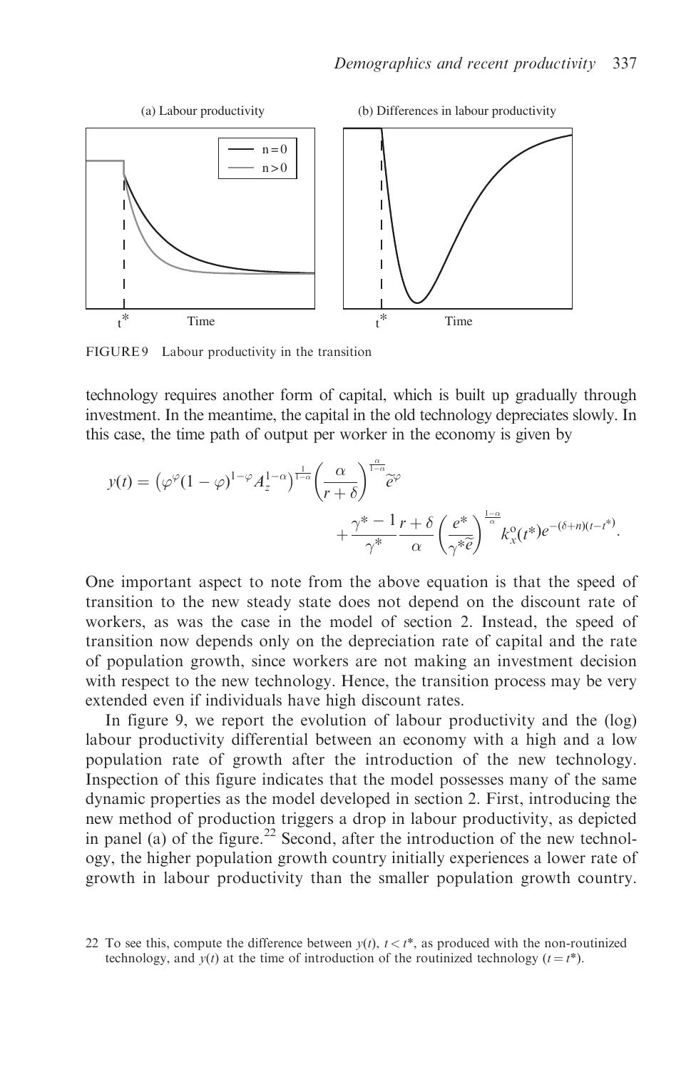FIGURE 9 Labour productivity in the transition

technology requires another form of capital, which is built up gradually through investment. In the meantime, the capital in the old technology depreciates slowly. In this case, the time path of output per worker in the economy is given by

$$y(t) = \left(\varphi^{\varphi}(1-\varphi)^{1-\varphi}A_z^{1-\alpha}\right)^{\frac{1}{1-\alpha}}\left(\frac{\alpha}{r+\delta}\right)^{\frac{\alpha}{1-\alpha}}\tilde{e}^{\varphi} + \frac{\gamma^*-1}{\gamma^*}\frac{r+\delta}{\alpha}\left(\frac{e^*}{\gamma^*\tilde{e}}\right)^{\frac{1-\alpha}{\alpha}}k_x^{o}(t^*)e^{-(\delta+n)(t-t^*)}.$$

One important aspect to note from the above equation is that the speed of transition to the new steady state does not depend on the discount rate of workers, as was the case in the model of section 2. Instead, the speed of transition now depends only on the depreciation rate of capital and the rate of population growth, since workers are not making an investment decision with respect to the new technology. Hence, the transition process may be very extended even if individuals have high discount rates.

In figure 9, we report the evolution of labour productivity and the (log) labour productivity differential between an economy with a high and a low population rate of growth after the introduction of the new technology. Inspection of this figure indicates that the model possesses many of the same dynamic properties as the model developed in section 2. First, introducing the new method of production triggers a drop in labour productivity, as depicted in panel (a) of the figure.[22] Second, after the introduction of the new technology, the higher population growth country initially experiences a lower rate of growth in labour productivity than the smaller population growth country.

22 To see this, compute the difference between $y(t)$, $t < t^*$, as produced with the non-routinized technology, and $y(t)$ at the time of introduction of the routinized technology ($t = t^*$).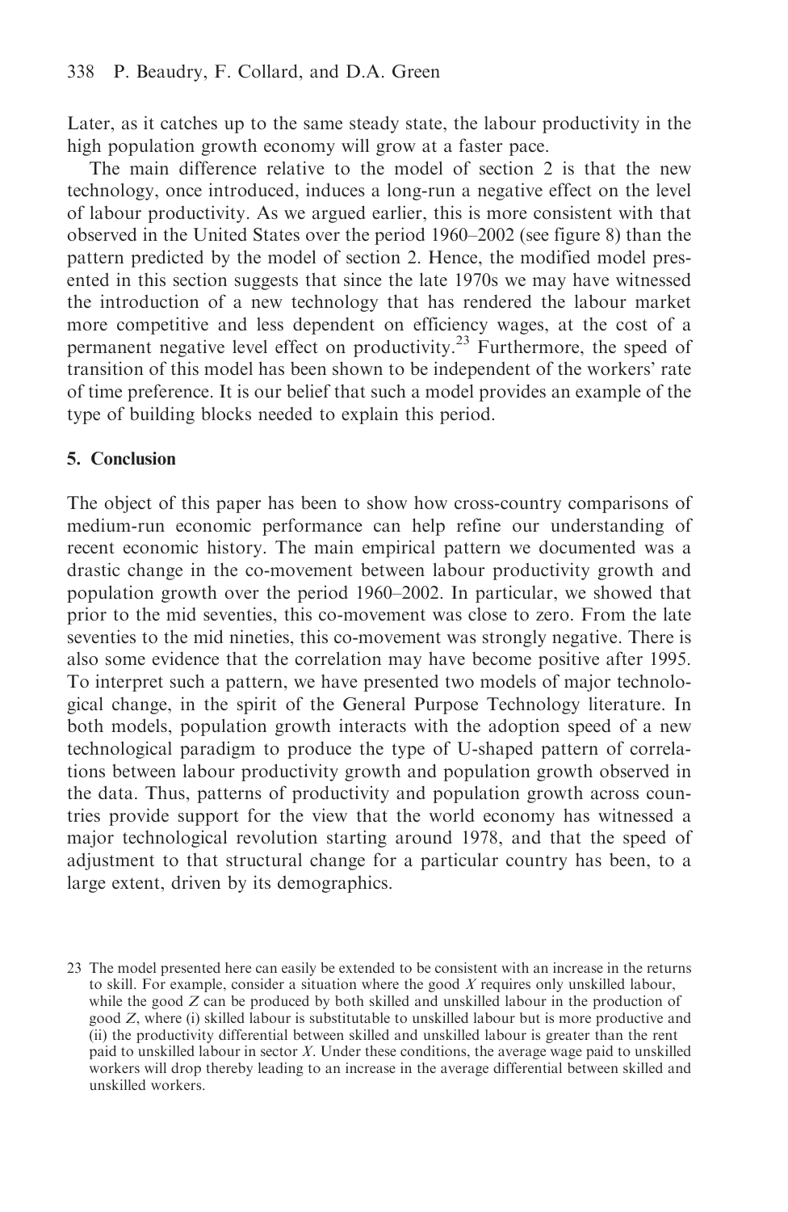Later, as it catches up to the same steady state, the labour productivity in the high population growth economy will grow at a faster pace.

The main difference relative to the model of section 2 is that the new technology, once introduced, induces a long-run a negative effect on the level of labour productivity. As we argued earlier, this is more consistent with that observed in the United States over the period 1960–2002 (see figure 8) than the pattern predicted by the model of section 2. Hence, the modified model presented in this section suggests that since the late 1970s we may have witnessed the introduction of a new technology that has rendered the labour market more competitive and less dependent on efficiency wages, at the cost of a permanent negative level effect on productivity.[23] Furthermore, the speed of transition of this model has been shown to be independent of the workers' rate of time preference. It is our belief that such a model provides an example of the type of building blocks needed to explain this period.

## 5. Conclusion

The object of this paper has been to show how cross-country comparisons of medium-run economic performance can help refine our understanding of recent economic history. The main empirical pattern we documented was a drastic change in the co-movement between labour productivity growth and population growth over the period 1960–2002. In particular, we showed that prior to the mid seventies, this co-movement was close to zero. From the late seventies to the mid nineties, this co-movement was strongly negative. There is also some evidence that the correlation may have become positive after 1995. To interpret such a pattern, we have presented two models of major technological change, in the spirit of the General Purpose Technology literature. In both models, population growth interacts with the adoption speed of a new technological paradigm to produce the type of U-shaped pattern of correlations between labour productivity growth and population growth observed in the data. Thus, patterns of productivity and population growth across countries provide support for the view that the world economy has witnessed a major technological revolution starting around 1978, and that the speed of adjustment to that structural change for a particular country has been, to a large extent, driven by its demographics.

---

[23] The model presented here can easily be extended to be consistent with an increase in the returns to skill. For example, consider a situation where the good $X$ requires only unskilled labour, while the good $Z$ can be produced by both skilled and unskilled labour in the production of good $Z$, where (i) skilled labour is substitutable to unskilled labour but is more productive and (ii) the productivity differential between skilled and unskilled labour is greater than the rent paid to unskilled labour in sector $X$. Under these conditions, the average wage paid to unskilled workers will drop thereby leading to an increase in the average differential between skilled and unskilled workers.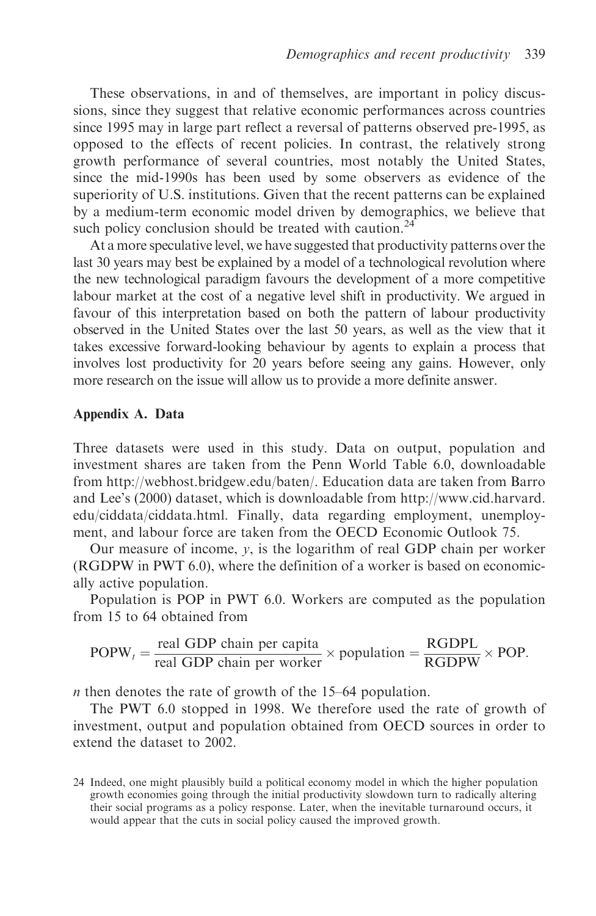These observations, in and of themselves, are important in policy discussions, since they suggest that relative economic performances across countries since 1995 may in large part reflect a reversal of patterns observed pre-1995, as opposed to the effects of recent policies. In contrast, the relatively strong growth performance of several countries, most notably the United States, since the mid-1990s has been used by some observers as evidence of the superiority of U.S. institutions. Given that the recent patterns can be explained by a medium-term economic model driven by demographics, we believe that such policy conclusion should be treated with caution.[24]

At a more speculative level, we have suggested that productivity patterns over the last 30 years may best be explained by a model of a technological revolution where the new technological paradigm favours the development of a more competitive labour market at the cost of a negative level shift in productivity. We argued in favour of this interpretation based on both the pattern of labour productivity observed in the United States over the last 50 years, as well as the view that it takes excessive forward-looking behaviour by agents to explain a process that involves lost productivity for 20 years before seeing any gains. However, only more research on the issue will allow us to provide a more definite answer.

## Appendix A. Data

Three datasets were used in this study. Data on output, population and investment shares are taken from the Penn World Table 6.0, downloadable from http://webhost.bridgew.edu/baten/. Education data are taken from Barro and Lee's (2000) dataset, which is downloadable from http://www.cid.harvard.edu/ciddata/ciddata.html. Finally, data regarding employment, unemployment, and labour force are taken from the OECD Economic Outlook 75.

Our measure of income, $y$, is the logarithm of real GDP chain per worker (RGDPW in PWT 6.0), where the definition of a worker is based on economically active population.

Population is POP in PWT 6.0. Workers are computed as the population from 15 to 64 obtained from

$$\text{POPW}_t = \frac{\text{real GDP chain per capita}}{\text{real GDP chain per worker}} \times \text{population} = \frac{\text{RGDPL}}{\text{RGDPW}} \times \text{POP}.$$

$n$ then denotes the rate of growth of the 15–64 population.

The PWT 6.0 stopped in 1998. We therefore used the rate of growth of investment, output and population obtained from OECD sources in order to extend the dataset to 2002.

24 Indeed, one might plausibly build a political economy model in which the higher population growth economies going through the initial productivity slowdown turn to radically altering their social programs as a policy response. Later, when the inevitable turnaround occurs, it would appear that the cuts in social policy caused the improved growth.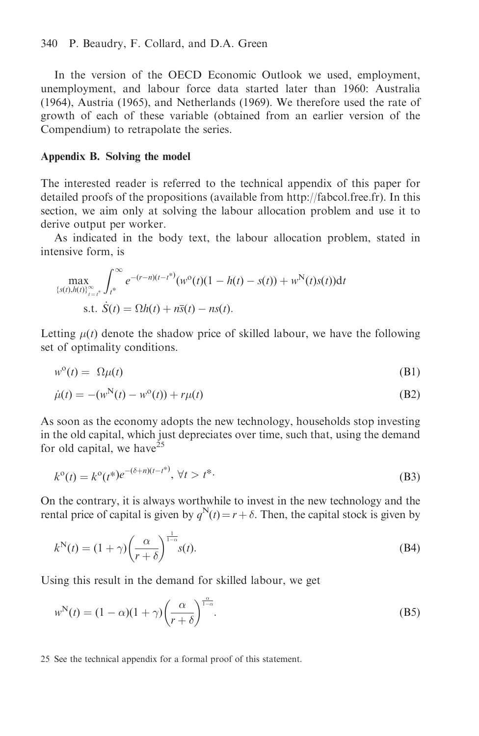In the version of the OECD Economic Outlook we used, employment, unemployment, and labour force data started later than 1960: Australia (1964), Austria (1965), and Netherlands (1969). We therefore used the rate of growth of each of these variable (obtained from an earlier version of the Compendium) to retrapolate the series.

## Appendix B. Solving the model

The interested reader is referred to the technical appendix of this paper for detailed proofs of the propositions (available from http://fabcol.free.fr). In this section, we aim only at solving the labour allocation problem and use it to derive output per worker.

As indicated in the body text, the labour allocation problem, stated in intensive form, is

$$\max_{\{s(t),h(t)\}_{t=t^*}^{\infty}} \int_{t^*}^{\infty} e^{-(r-n)(t-t^*)}(w^{\mathrm{o}}(t)(1-h(t)-s(t))+w^{\mathrm{N}}(t)s(t))\mathrm{d}t$$

$$\text{s.t. } \dot{S}(t)=\Omega h(t)+n\bar{s}(t)-ns(t).$$

Letting $\mu(t)$ denote the shadow price of skilled labour, we have the following set of optimality conditions.

$$w^{\mathrm{o}}(t) = \Omega\mu(t) \tag{B1}$$

$$\dot{\mu}(t) = -(w^{\mathrm{N}}(t)-w^{\mathrm{o}}(t))+r\mu(t) \tag{B2}$$

As soon as the economy adopts the new technology, households stop investing in the old capital, which just depreciates over time, such that, using the demand for old capital, we have[25]

$$k^{\mathrm{o}}(t)=k^{\mathrm{o}}(t^*)e^{-(\delta+n)(t-t^*)},\ \forall t>t^*. \tag{B3}$$

On the contrary, it is always worthwhile to invest in the new technology and the rental price of capital is given by $q^{\mathrm{N}}(t)=r+\delta$. Then, the capital stock is given by

$$k^{\mathrm{N}}(t)=(1+\gamma)\left(\frac{\alpha}{r+\delta}\right)^{\frac{1}{1-\alpha}}s(t). \tag{B4}$$

Using this result in the demand for skilled labour, we get

$$w^{\mathrm{N}}(t)=(1-\alpha)(1+\gamma)\left(\frac{\alpha}{r+\delta}\right)^{\frac{\alpha}{1-\alpha}}. \tag{B5}$$

25 See the technical appendix for a formal proof of this statement.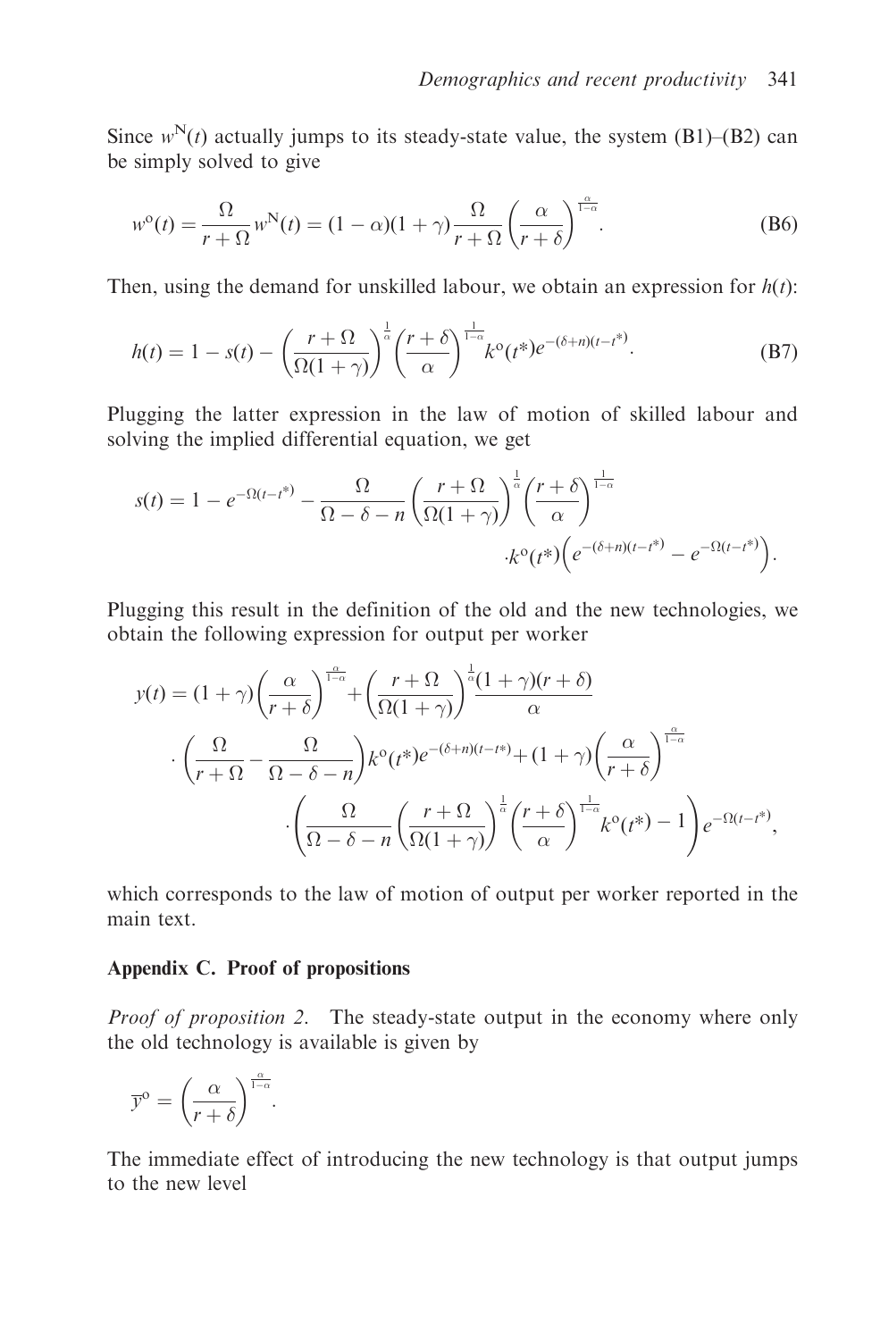Since $w^{\mathrm{N}}(t)$ actually jumps to its steady-state value, the system (B1)–(B2) can be simply solved to give

$$w^{\mathrm{o}}(t) = \frac{\Omega}{r+\Omega} w^{\mathrm{N}}(t) = (1-\alpha)(1+\gamma)\frac{\Omega}{r+\Omega}\left(\frac{\alpha}{r+\delta}\right)^{\frac{\alpha}{1-\alpha}}. \tag{B6}$$

Then, using the demand for unskilled labour, we obtain an expression for $h(t)$:

$$h(t) = 1 - s(t) - \left(\frac{r+\Omega}{\Omega(1+\gamma)}\right)^{\frac{1}{\alpha}}\left(\frac{r+\delta}{\alpha}\right)^{\frac{1}{1-\alpha}} k^{\mathrm{o}}(t^*) e^{-(\delta+n)(t-t^*)}. \tag{B7}$$

Plugging the latter expression in the law of motion of skilled labour and solving the implied differential equation, we get

$$s(t) = 1 - e^{-\Omega(t-t^*)} - \frac{\Omega}{\Omega-\delta-n}\left(\frac{r+\Omega}{\Omega(1+\gamma)}\right)^{\frac{1}{\alpha}}\left(\frac{r+\delta}{\alpha}\right)^{\frac{1}{1-\alpha}} \cdot k^{\mathrm{o}}(t^*)\left(e^{-(\delta+n)(t-t^*)} - e^{-\Omega(t-t^*)}\right).$$

Plugging this result in the definition of the old and the new technologies, we obtain the following expression for output per worker

$$\begin{aligned} y(t) = {} & (1+\gamma)\left(\frac{\alpha}{r+\delta}\right)^{\frac{\alpha}{1-\alpha}} + \left(\frac{r+\Omega}{\Omega(1+\gamma)}\right)^{\frac{1}{\alpha}}\frac{(1+\gamma)(r+\delta)}{\alpha} \\ & \cdot\left(\frac{\Omega}{r+\Omega} - \frac{\Omega}{\Omega-\delta-n}\right)k^{\mathrm{o}}(t^*)e^{-(\delta+n)(t-t^*)} + (1+\gamma)\left(\frac{\alpha}{r+\delta}\right)^{\frac{\alpha}{1-\alpha}} \\ & \cdot\left(\frac{\Omega}{\Omega-\delta-n}\left(\frac{r+\Omega}{\Omega(1+\gamma)}\right)^{\frac{1}{\alpha}}\left(\frac{r+\delta}{\alpha}\right)^{\frac{1}{1-\alpha}}k^{\mathrm{o}}(t^*) - 1\right)e^{-\Omega(t-t^*)}, \end{aligned}$$

which corresponds to the law of motion of output per worker reported in the main text.

## Appendix C. Proof of propositions

*Proof of proposition 2.* The steady-state output in the economy where only the old technology is available is given by

$$\bar{y}^{\mathrm{o}} = \left(\frac{\alpha}{r+\delta}\right)^{\frac{\alpha}{1-\alpha}}.$$

The immediate effect of introducing the new technology is that output jumps to the new level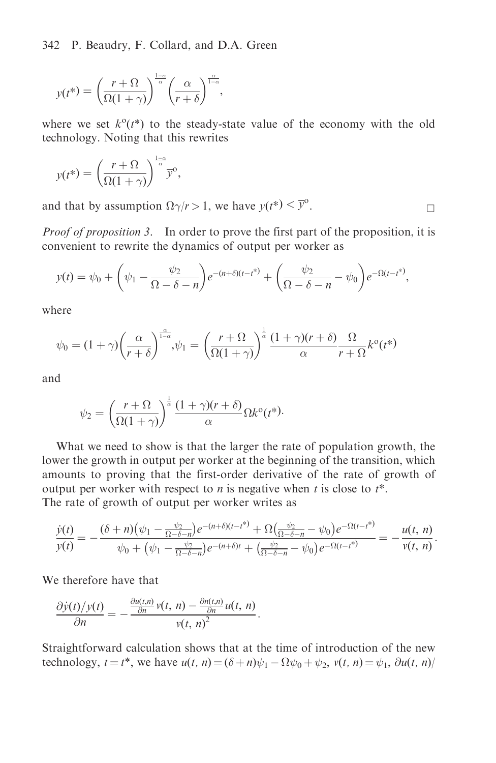$$y(t^*) = \left(\frac{r+\Omega}{\Omega(1+\gamma)}\right)^{\frac{1-\alpha}{\alpha}}\left(\frac{\alpha}{r+\delta}\right)^{\frac{\alpha}{1-\alpha}},$$

where we set $k^{\mathrm{o}}(t^*)$ to the steady-state value of the economy with the old technology. Noting that this rewrites

$$y(t^*) = \left(\frac{r+\Omega}{\Omega(1+\gamma)}\right)^{\frac{1-\alpha}{\alpha}}\overline{y}^{\mathrm{o}},$$

and that by assumption $\Omega\gamma/r > 1$, we have $y(t^*) < \overline{y}^{\mathrm{o}}$. □

*Proof of proposition 3.* In order to prove the first part of the proposition, it is convenient to rewrite the dynamics of output per worker as

$$y(t) = \psi_0 + \left(\psi_1 - \frac{\psi_2}{\Omega-\delta-n}\right)e^{-(n+\delta)(t-t^*)} + \left(\frac{\psi_2}{\Omega-\delta-n} - \psi_0\right)e^{-\Omega(t-t^*)},$$

where

$$\psi_0 = (1+\gamma)\left(\frac{\alpha}{r+\delta}\right)^{\frac{\alpha}{1-\alpha}}, \psi_1 = \left(\frac{r+\Omega}{\Omega(1+\gamma)}\right)^{\frac{1}{\alpha}}\frac{(1+\gamma)(r+\delta)}{\alpha}\frac{\Omega}{r+\Omega}k^{\mathrm{o}}(t^*)$$

and

$$\psi_2 = \left(\frac{r+\Omega}{\Omega(1+\gamma)}\right)^{\frac{1}{\alpha}}\frac{(1+\gamma)(r+\delta)}{\alpha}\Omega k^{\mathrm{o}}(t^*).$$

What we need to show is that the larger the rate of population growth, the lower the growth in output per worker at the beginning of the transition, which amounts to proving that the first-order derivative of the rate of growth of output per worker with respect to $n$ is negative when $t$ is close to $t^*$. The rate of growth of output per worker writes as

$$\frac{\dot{y}(t)}{y(t)} = -\frac{(\delta+n)\left(\psi_1 - \frac{\psi_2}{\Omega-\delta-n}\right)e^{-(n+\delta)(t-t^*)} + \Omega\left(\frac{\psi_2}{\Omega-\delta-n} - \psi_0\right)e^{-\Omega(t-t^*)}}{\psi_0 + \left(\psi_1 - \frac{\psi_2}{\Omega-\delta-n}\right)e^{-(n+\delta)t} + \left(\frac{\psi_2}{\Omega-\delta-n} - \psi_0\right)e^{-\Omega(t-t^*)}} = -\frac{u(t,n)}{v(t,n)}.$$

We therefore have that

$$\frac{\partial \dot{y}(t)/y(t)}{\partial n} = -\frac{\frac{\partial u(t,n)}{\partial n}v(t,n) - \frac{\partial n(t,n)}{\partial n}u(t,n)}{v(t,n)^2}.$$

Straightforward calculation shows that at the time of introduction of the new technology, $t = t^*$, we have $u(t,n) = (\delta+n)\psi_1 - \Omega\psi_0 + \psi_2$, $v(t,n) = \psi_1$, $\partial u(t,n)/$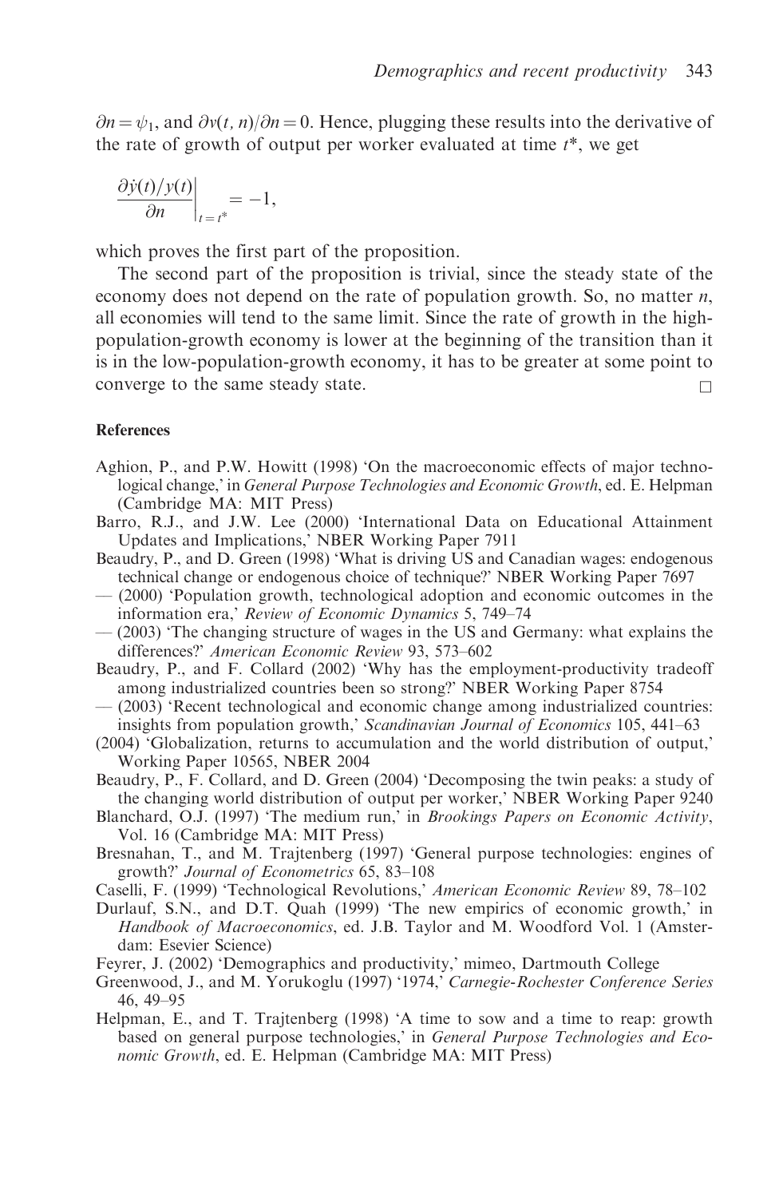$\partial n = \psi_1$, and $\partial v(t, n)/\partial n = 0$. Hence, plugging these results into the derivative of the rate of growth of output per worker evaluated at time $t^*$, we get

$$\left.\frac{\partial \dot{y}(t)/y(t)}{\partial n}\right|_{t=t^*} = -1,$$

which proves the first part of the proposition.

The second part of the proposition is trivial, since the steady state of the economy does not depend on the rate of population growth. So, no matter $n$, all economies will tend to the same limit. Since the rate of growth in the high-population-growth economy is lower at the beginning of the transition than it is in the low-population-growth economy, it has to be greater at some point to converge to the same steady state. □

**References**

Aghion, P., and P.W. Howitt (1998) 'On the macroeconomic effects of major technological change,' in *General Purpose Technologies and Economic Growth*, ed. E. Helpman (Cambridge MA: MIT Press)

Barro, R.J., and J.W. Lee (2000) 'International Data on Educational Attainment Updates and Implications,' NBER Working Paper 7911

Beaudry, P., and D. Green (1998) 'What is driving US and Canadian wages: endogenous technical change or endogenous choice of technique?' NBER Working Paper 7697

— (2000) 'Population growth, technological adoption and economic outcomes in the information era,' *Review of Economic Dynamics* 5, 749–74

— (2003) 'The changing structure of wages in the US and Germany: what explains the differences?' *American Economic Review* 93, 573–602

Beaudry, P., and F. Collard (2002) 'Why has the employment-productivity tradeoff among industrialized countries been so strong?' NBER Working Paper 8754

— (2003) 'Recent technological and economic change among industrialized countries: insights from population growth,' *Scandinavian Journal of Economics* 105, 441–63

(2004) 'Globalization, returns to accumulation and the world distribution of output,' Working Paper 10565, NBER 2004

Beaudry, P., F. Collard, and D. Green (2004) 'Decomposing the twin peaks: a study of the changing world distribution of output per worker,' NBER Working Paper 9240

Blanchard, O.J. (1997) 'The medium run,' in *Brookings Papers on Economic Activity*, Vol. 16 (Cambridge MA: MIT Press)

Bresnahan, T., and M. Trajtenberg (1997) 'General purpose technologies: engines of growth?' *Journal of Econometrics* 65, 83–108

Caselli, F. (1999) 'Technological Revolutions,' *American Economic Review* 89, 78–102

Durlauf, S.N., and D.T. Quah (1999) 'The new empirics of economic growth,' in *Handbook of Macroeconomics*, ed. J.B. Taylor and M. Woodford Vol. 1 (Amsterdam: Esevier Science)

Feyrer, J. (2002) 'Demographics and productivity,' mimeo, Dartmouth College

Greenwood, J., and M. Yorukoglu (1997) '1974,' *Carnegie-Rochester Conference Series* 46, 49–95

Helpman, E., and T. Trajtenberg (1998) 'A time to sow and a time to reap: growth based on general purpose technologies,' in *General Purpose Technologies and Economic Growth*, ed. E. Helpman (Cambridge MA: MIT Press)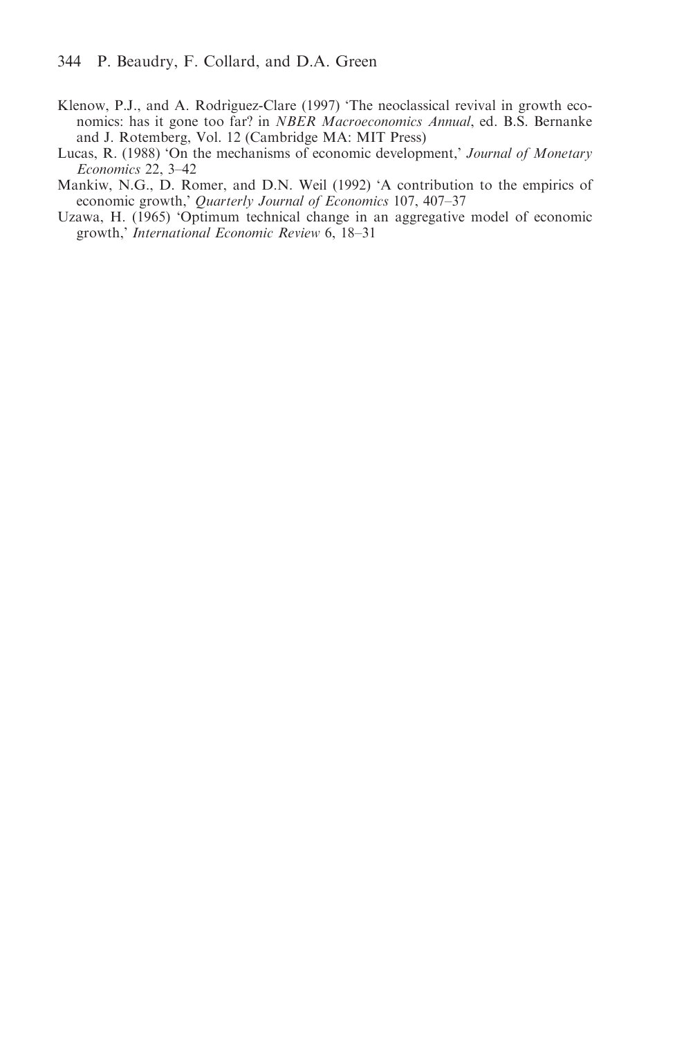Klenow, P.J., and A. Rodrìguez-Clare (1997) 'The neoclassical revival in growth economics: has it gone too far? in *NBER Macroeconomics Annual*, ed. B.S. Bernanke and J. Rotemberg, Vol. 12 (Cambridge MA: MIT Press)

Lucas, R. (1988) 'On the mechanisms of economic development,' *Journal of Monetary Economics* 22, 3–42

Mankiw, N.G., D. Romer, and D.N. Weil (1992) 'A contribution to the empirics of economic growth,' *Quarterly Journal of Economics* 107, 407–37

Uzawa, H. (1965) 'Optimum technical change in an aggregative model of economic growth,' *International Economic Review* 6, 18–31